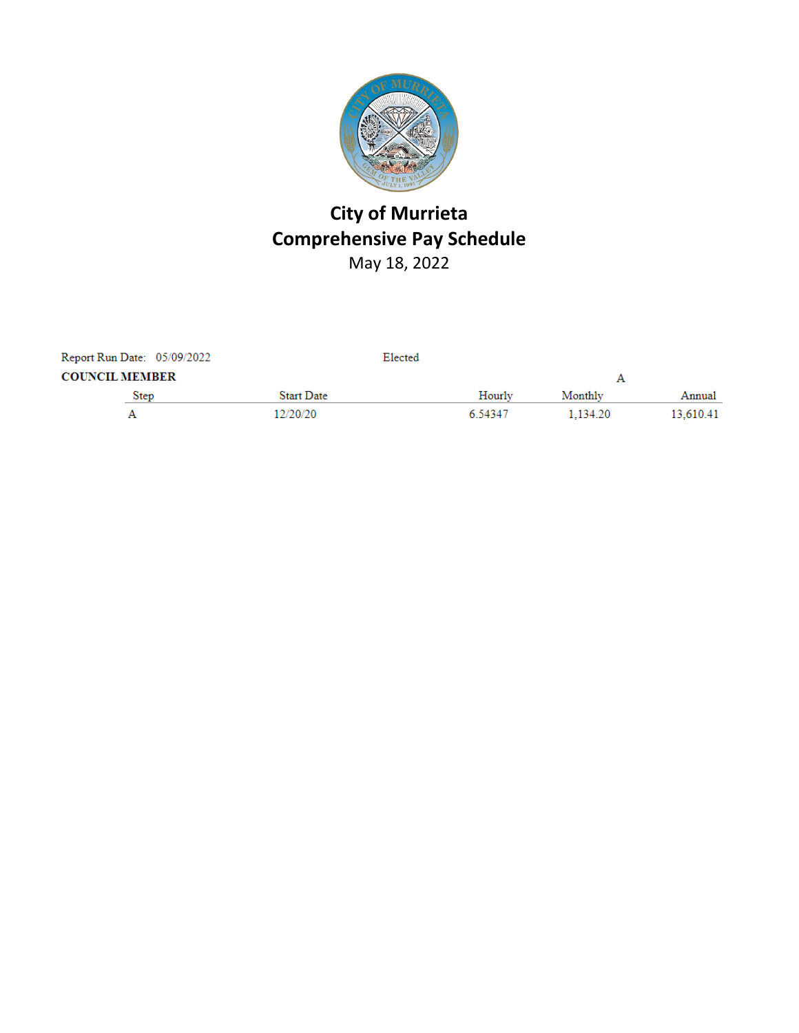# City of Murrieta
## Comprehensive Pay Schedule
May 18, 2022

Report Run Date: 05/09/2022 Elected

**COUNCIL MEMBER**

| | | A | | |
|---|---|---|---|---|
| Step | Start Date | Hourly | Monthly | Annual |
| A | 12/20/20 | 6.54347 | 1,134.20 | 13,610.41 |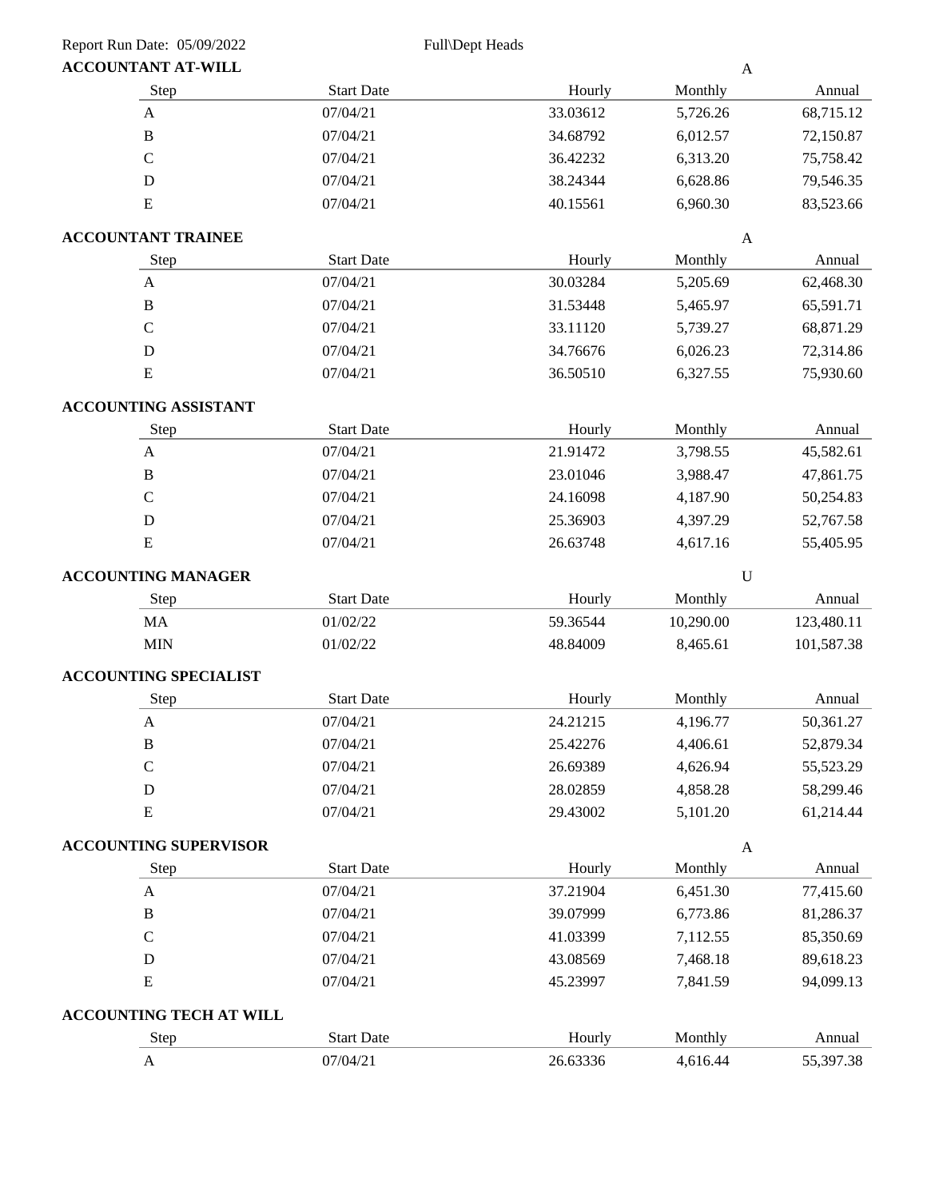Report Run Date: 05/09/2022 Full\Dept Heads

**ACCOUNTANT AT-WILL** A

| Step | Start Date | Hourly | Monthly | Annual |
|---|---|---|---|---|
| A | 07/04/21 | 33.03612 | 5,726.26 | 68,715.12 |
| B | 07/04/21 | 34.68792 | 6,012.57 | 72,150.87 |
| C | 07/04/21 | 36.42232 | 6,313.20 | 75,758.42 |
| D | 07/04/21 | 38.24344 | 6,628.86 | 79,546.35 |
| E | 07/04/21 | 40.15561 | 6,960.30 | 83,523.66 |

**ACCOUNTANT TRAINEE** A

| Step | Start Date | Hourly | Monthly | Annual |
|---|---|---|---|---|
| A | 07/04/21 | 30.03284 | 5,205.69 | 62,468.30 |
| B | 07/04/21 | 31.53448 | 5,465.97 | 65,591.71 |
| C | 07/04/21 | 33.11120 | 5,739.27 | 68,871.29 |
| D | 07/04/21 | 34.76676 | 6,026.23 | 72,314.86 |
| E | 07/04/21 | 36.50510 | 6,327.55 | 75,930.60 |

**ACCOUNTING ASSISTANT**

| Step | Start Date | Hourly | Monthly | Annual |
|---|---|---|---|---|
| A | 07/04/21 | 21.91472 | 3,798.55 | 45,582.61 |
| B | 07/04/21 | 23.01046 | 3,988.47 | 47,861.75 |
| C | 07/04/21 | 24.16098 | 4,187.90 | 50,254.83 |
| D | 07/04/21 | 25.36903 | 4,397.29 | 52,767.58 |
| E | 07/04/21 | 26.63748 | 4,617.16 | 55,405.95 |

**ACCOUNTING MANAGER** U

| Step | Start Date | Hourly | Monthly | Annual |
|---|---|---|---|---|
| MA | 01/02/22 | 59.36544 | 10,290.00 | 123,480.11 |
| MIN | 01/02/22 | 48.84009 | 8,465.61 | 101,587.38 |

**ACCOUNTING SPECIALIST**

| Step | Start Date | Hourly | Monthly | Annual |
|---|---|---|---|---|
| A | 07/04/21 | 24.21215 | 4,196.77 | 50,361.27 |
| B | 07/04/21 | 25.42276 | 4,406.61 | 52,879.34 |
| C | 07/04/21 | 26.69389 | 4,626.94 | 55,523.29 |
| D | 07/04/21 | 28.02859 | 4,858.28 | 58,299.46 |
| E | 07/04/21 | 29.43002 | 5,101.20 | 61,214.44 |

**ACCOUNTING SUPERVISOR** A

| Step | Start Date | Hourly | Monthly | Annual |
|---|---|---|---|---|
| A | 07/04/21 | 37.21904 | 6,451.30 | 77,415.60 |
| B | 07/04/21 | 39.07999 | 6,773.86 | 81,286.37 |
| C | 07/04/21 | 41.03399 | 7,112.55 | 85,350.69 |
| D | 07/04/21 | 43.08569 | 7,468.18 | 89,618.23 |
| E | 07/04/21 | 45.23997 | 7,841.59 | 94,099.13 |

**ACCOUNTING TECH AT WILL**

| Step | Start Date | Hourly | Monthly | Annual |
|---|---|---|---|---|
| A | 07/04/21 | 26.63336 | 4,616.44 | 55,397.38 |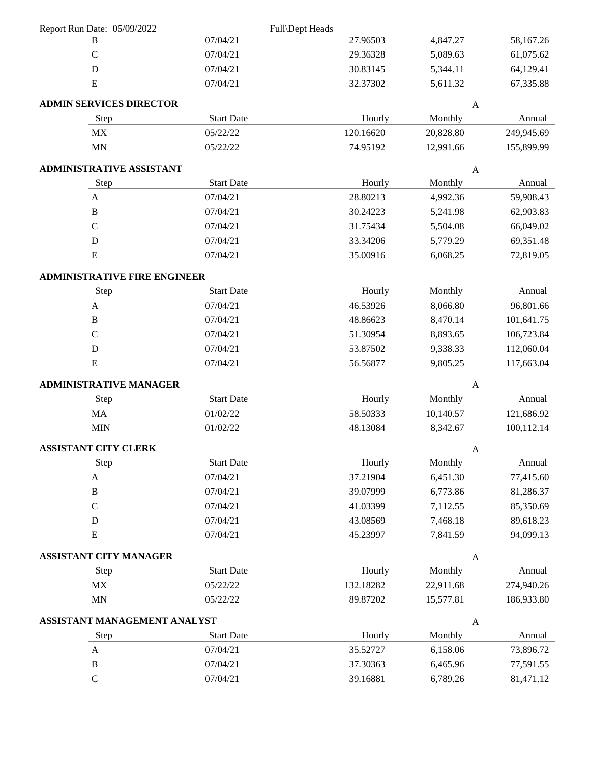| Step | Start Date | Hourly | Monthly | Annual |
|---|---|---|---|---|
| B | 07/04/21 | 27.96503 | 4,847.27 | 58,167.26 |
| C | 07/04/21 | 29.36328 | 5,089.63 | 61,075.62 |
| D | 07/04/21 | 30.83145 | 5,344.11 | 64,129.41 |
| E | 07/04/21 | 32.37302 | 5,611.32 | 67,335.88 |

**ADMIN SERVICES DIRECTOR** A

| Step | Start Date | Hourly | Monthly | Annual |
|---|---|---|---|---|
| MX | 05/22/22 | 120.16620 | 20,828.80 | 249,945.69 |
| MN | 05/22/22 | 74.95192 | 12,991.66 | 155,899.99 |

**ADMINISTRATIVE ASSISTANT** A

| Step | Start Date | Hourly | Monthly | Annual |
|---|---|---|---|---|
| A | 07/04/21 | 28.80213 | 4,992.36 | 59,908.43 |
| B | 07/04/21 | 30.24223 | 5,241.98 | 62,903.83 |
| C | 07/04/21 | 31.75434 | 5,504.08 | 66,049.02 |
| D | 07/04/21 | 33.34206 | 5,779.29 | 69,351.48 |
| E | 07/04/21 | 35.00916 | 6,068.25 | 72,819.05 |

**ADMINISTRATIVE FIRE ENGINEER**

| Step | Start Date | Hourly | Monthly | Annual |
|---|---|---|---|---|
| A | 07/04/21 | 46.53926 | 8,066.80 | 96,801.66 |
| B | 07/04/21 | 48.86623 | 8,470.14 | 101,641.75 |
| C | 07/04/21 | 51.30954 | 8,893.65 | 106,723.84 |
| D | 07/04/21 | 53.87502 | 9,338.33 | 112,060.04 |
| E | 07/04/21 | 56.56877 | 9,805.25 | 117,663.04 |

**ADMINISTRATIVE MANAGER** A

| Step | Start Date | Hourly | Monthly | Annual |
|---|---|---|---|---|
| MA | 01/02/22 | 58.50333 | 10,140.57 | 121,686.92 |
| MIN | 01/02/22 | 48.13084 | 8,342.67 | 100,112.14 |

**ASSISTANT CITY CLERK** A

| Step | Start Date | Hourly | Monthly | Annual |
|---|---|---|---|---|
| A | 07/04/21 | 37.21904 | 6,451.30 | 77,415.60 |
| B | 07/04/21 | 39.07999 | 6,773.86 | 81,286.37 |
| C | 07/04/21 | 41.03399 | 7,112.55 | 85,350.69 |
| D | 07/04/21 | 43.08569 | 7,468.18 | 89,618.23 |
| E | 07/04/21 | 45.23997 | 7,841.59 | 94,099.13 |

**ASSISTANT CITY MANAGER** A

| Step | Start Date | Hourly | Monthly | Annual |
|---|---|---|---|---|
| MX | 05/22/22 | 132.18282 | 22,911.68 | 274,940.26 |
| MN | 05/22/22 | 89.87202 | 15,577.81 | 186,933.80 |

**ASSISTANT MANAGEMENT ANALYST** A

| Step | Start Date | Hourly | Monthly | Annual |
|---|---|---|---|---|
| A | 07/04/21 | 35.52727 | 6,158.06 | 73,896.72 |
| B | 07/04/21 | 37.30363 | 6,465.96 | 77,591.55 |
| C | 07/04/21 | 39.16881 | 6,789.26 | 81,471.12 |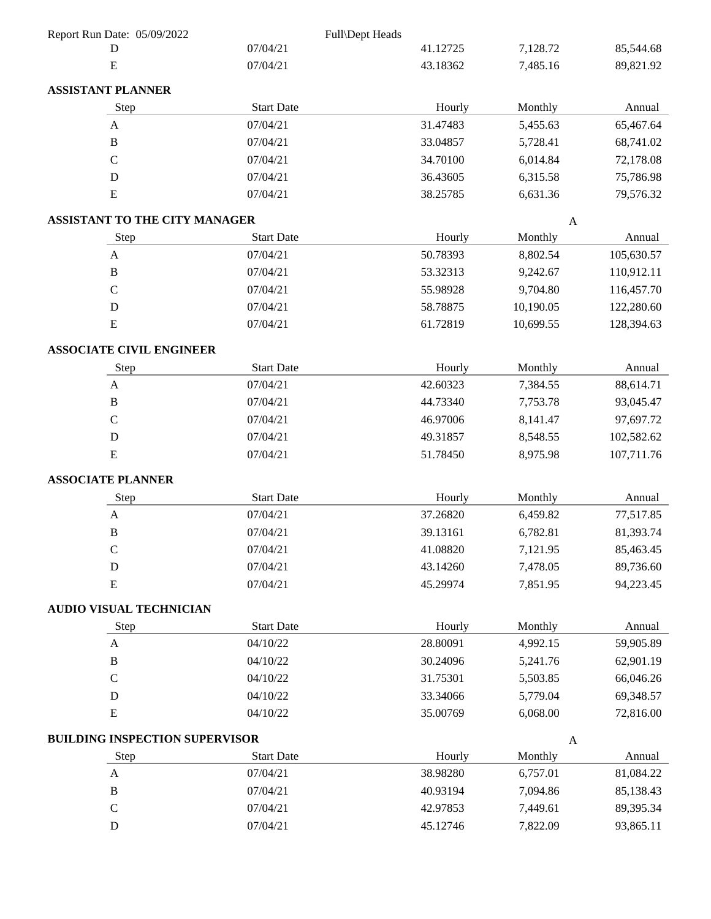| Step | Start Date | Hourly | Monthly | Annual |
|---|---|---|---|---|
| D | 07/04/21 | 41.12725 | 7,128.72 | 85,544.68 |
| E | 07/04/21 | 43.18362 | 7,485.16 | 89,821.92 |

**ASSISTANT PLANNER**

| Step | Start Date | Hourly | Monthly | Annual |
|---|---|---|---|---|
| A | 07/04/21 | 31.47483 | 5,455.63 | 65,467.64 |
| B | 07/04/21 | 33.04857 | 5,728.41 | 68,741.02 |
| C | 07/04/21 | 34.70100 | 6,014.84 | 72,178.08 |
| D | 07/04/21 | 36.43605 | 6,315.58 | 75,786.98 |
| E | 07/04/21 | 38.25785 | 6,631.36 | 79,576.32 |

**ASSISTANT TO THE CITY MANAGER** A

| Step | Start Date | Hourly | Monthly | Annual |
|---|---|---|---|---|
| A | 07/04/21 | 50.78393 | 8,802.54 | 105,630.57 |
| B | 07/04/21 | 53.32313 | 9,242.67 | 110,912.11 |
| C | 07/04/21 | 55.98928 | 9,704.80 | 116,457.70 |
| D | 07/04/21 | 58.78875 | 10,190.05 | 122,280.60 |
| E | 07/04/21 | 61.72819 | 10,699.55 | 128,394.63 |

**ASSOCIATE CIVIL ENGINEER**

| Step | Start Date | Hourly | Monthly | Annual |
|---|---|---|---|---|
| A | 07/04/21 | 42.60323 | 7,384.55 | 88,614.71 |
| B | 07/04/21 | 44.73340 | 7,753.78 | 93,045.47 |
| C | 07/04/21 | 46.97006 | 8,141.47 | 97,697.72 |
| D | 07/04/21 | 49.31857 | 8,548.55 | 102,582.62 |
| E | 07/04/21 | 51.78450 | 8,975.98 | 107,711.76 |

**ASSOCIATE PLANNER**

| Step | Start Date | Hourly | Monthly | Annual |
|---|---|---|---|---|
| A | 07/04/21 | 37.26820 | 6,459.82 | 77,517.85 |
| B | 07/04/21 | 39.13161 | 6,782.81 | 81,393.74 |
| C | 07/04/21 | 41.08820 | 7,121.95 | 85,463.45 |
| D | 07/04/21 | 43.14260 | 7,478.05 | 89,736.60 |
| E | 07/04/21 | 45.29974 | 7,851.95 | 94,223.45 |

**AUDIO VISUAL TECHNICIAN**

| Step | Start Date | Hourly | Monthly | Annual |
|---|---|---|---|---|
| A | 04/10/22 | 28.80091 | 4,992.15 | 59,905.89 |
| B | 04/10/22 | 30.24096 | 5,241.76 | 62,901.19 |
| C | 04/10/22 | 31.75301 | 5,503.85 | 66,046.26 |
| D | 04/10/22 | 33.34066 | 5,779.04 | 69,348.57 |
| E | 04/10/22 | 35.00769 | 6,068.00 | 72,816.00 |

**BUILDING INSPECTION SUPERVISOR** A

| Step | Start Date | Hourly | Monthly | Annual |
|---|---|---|---|---|
| A | 07/04/21 | 38.98280 | 6,757.01 | 81,084.22 |
| B | 07/04/21 | 40.93194 | 7,094.86 | 85,138.43 |
| C | 07/04/21 | 42.97853 | 7,449.61 | 89,395.34 |
| D | 07/04/21 | 45.12746 | 7,822.09 | 93,865.11 |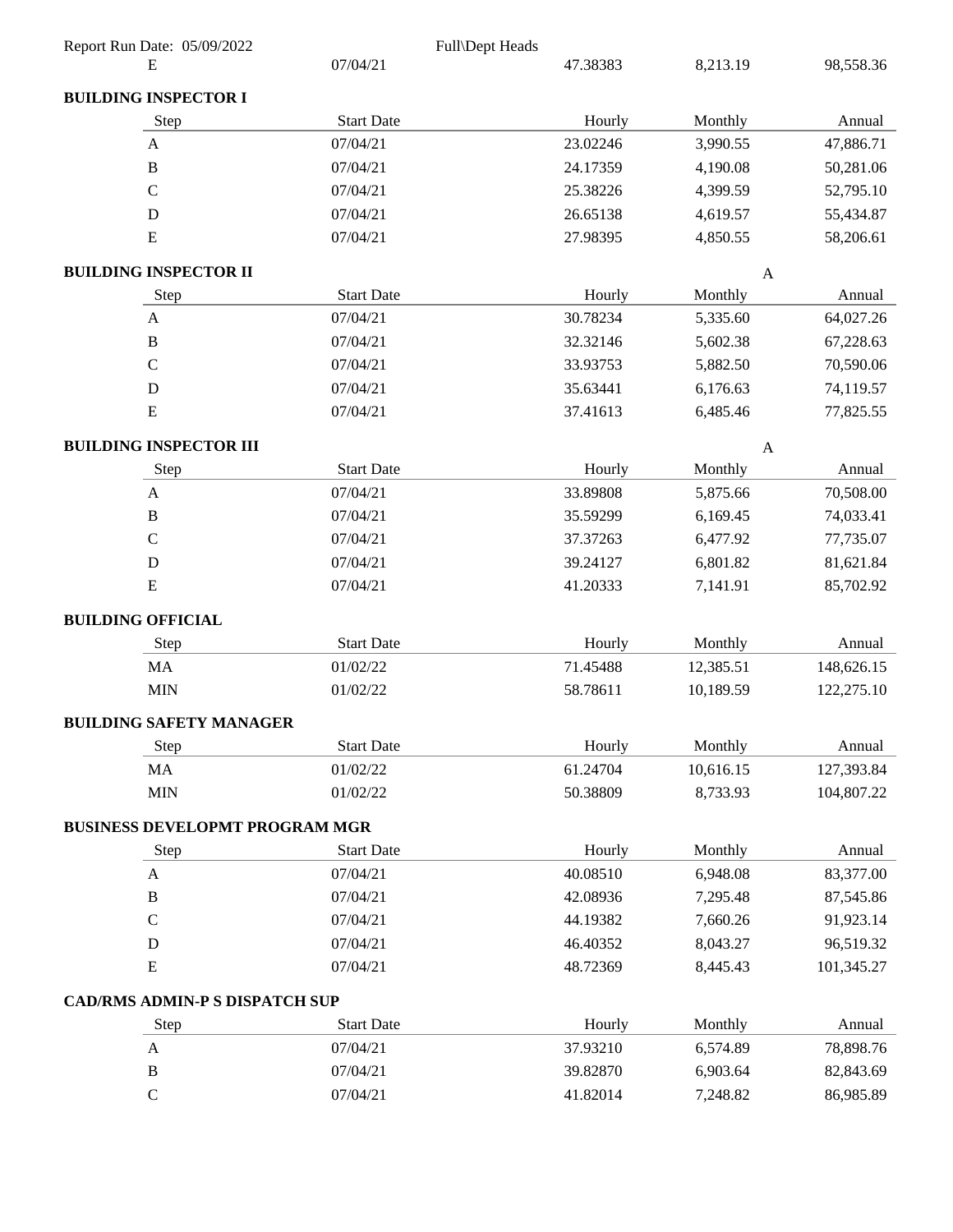| E | 07/04/21 | 47.38383 | 8,213.19 | 98,558.36 |
|---|---|---|---|---|

**BUILDING INSPECTOR I**

| Step | Start Date | Hourly | Monthly | Annual |
|---|---|---|---|---|
| A | 07/04/21 | 23.02246 | 3,990.55 | 47,886.71 |
| B | 07/04/21 | 24.17359 | 4,190.08 | 50,281.06 |
| C | 07/04/21 | 25.38226 | 4,399.59 | 52,795.10 |
| D | 07/04/21 | 26.65138 | 4,619.57 | 55,434.87 |
| E | 07/04/21 | 27.98395 | 4,850.55 | 58,206.61 |

**BUILDING INSPECTOR II** A

| Step | Start Date | Hourly | Monthly | Annual |
|---|---|---|---|---|
| A | 07/04/21 | 30.78234 | 5,335.60 | 64,027.26 |
| B | 07/04/21 | 32.32146 | 5,602.38 | 67,228.63 |
| C | 07/04/21 | 33.93753 | 5,882.50 | 70,590.06 |
| D | 07/04/21 | 35.63441 | 6,176.63 | 74,119.57 |
| E | 07/04/21 | 37.41613 | 6,485.46 | 77,825.55 |

**BUILDING INSPECTOR III** A

| Step | Start Date | Hourly | Monthly | Annual |
|---|---|---|---|---|
| A | 07/04/21 | 33.89808 | 5,875.66 | 70,508.00 |
| B | 07/04/21 | 35.59299 | 6,169.45 | 74,033.41 |
| C | 07/04/21 | 37.37263 | 6,477.92 | 77,735.07 |
| D | 07/04/21 | 39.24127 | 6,801.82 | 81,621.84 |
| E | 07/04/21 | 41.20333 | 7,141.91 | 85,702.92 |

**BUILDING OFFICIAL**

| Step | Start Date | Hourly | Monthly | Annual |
|---|---|---|---|---|
| MA | 01/02/22 | 71.45488 | 12,385.51 | 148,626.15 |
| MIN | 01/02/22 | 58.78611 | 10,189.59 | 122,275.10 |

**BUILDING SAFETY MANAGER**

| Step | Start Date | Hourly | Monthly | Annual |
|---|---|---|---|---|
| MA | 01/02/22 | 61.24704 | 10,616.15 | 127,393.84 |
| MIN | 01/02/22 | 50.38809 | 8,733.93 | 104,807.22 |

**BUSINESS DEVELOPMT PROGRAM MGR**

| Step | Start Date | Hourly | Monthly | Annual |
|---|---|---|---|---|
| A | 07/04/21 | 40.08510 | 6,948.08 | 83,377.00 |
| B | 07/04/21 | 42.08936 | 7,295.48 | 87,545.86 |
| C | 07/04/21 | 44.19382 | 7,660.26 | 91,923.14 |
| D | 07/04/21 | 46.40352 | 8,043.27 | 96,519.32 |
| E | 07/04/21 | 48.72369 | 8,445.43 | 101,345.27 |

**CAD/RMS ADMIN-P S DISPATCH SUP**

| Step | Start Date | Hourly | Monthly | Annual |
|---|---|---|---|---|
| A | 07/04/21 | 37.93210 | 6,574.89 | 78,898.76 |
| B | 07/04/21 | 39.82870 | 6,903.64 | 82,843.69 |
| C | 07/04/21 | 41.82014 | 7,248.82 | 86,985.89 |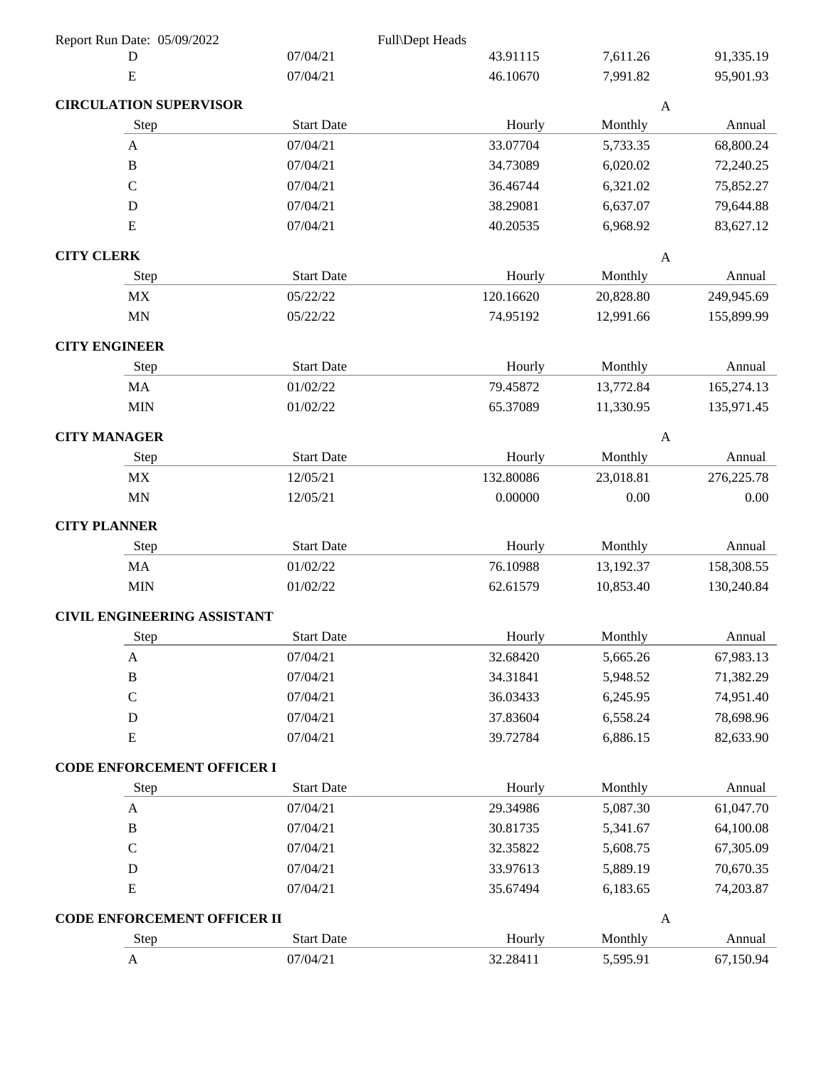| Step | Start Date | Hourly | Monthly | Annual |
|---|---|---|---|---|
| D | 07/04/21 | 43.91115 | 7,611.26 | 91,335.19 |
| E | 07/04/21 | 46.10670 | 7,991.82 | 95,901.93 |

**CIRCULATION SUPERVISOR** A

| Step | Start Date | Hourly | Monthly | Annual |
|---|---|---|---|---|
| A | 07/04/21 | 33.07704 | 5,733.35 | 68,800.24 |
| B | 07/04/21 | 34.73089 | 6,020.02 | 72,240.25 |
| C | 07/04/21 | 36.46744 | 6,321.02 | 75,852.27 |
| D | 07/04/21 | 38.29081 | 6,637.07 | 79,644.88 |
| E | 07/04/21 | 40.20535 | 6,968.92 | 83,627.12 |

**CITY CLERK** A

| Step | Start Date | Hourly | Monthly | Annual |
|---|---|---|---|---|
| MX | 05/22/22 | 120.16620 | 20,828.80 | 249,945.69 |
| MN | 05/22/22 | 74.95192 | 12,991.66 | 155,899.99 |

**CITY ENGINEER**

| Step | Start Date | Hourly | Monthly | Annual |
|---|---|---|---|---|
| MA | 01/02/22 | 79.45872 | 13,772.84 | 165,274.13 |
| MIN | 01/02/22 | 65.37089 | 11,330.95 | 135,971.45 |

**CITY MANAGER** A

| Step | Start Date | Hourly | Monthly | Annual |
|---|---|---|---|---|
| MX | 12/05/21 | 132.80086 | 23,018.81 | 276,225.78 |
| MN | 12/05/21 | 0.00000 | 0.00 | 0.00 |

**CITY PLANNER**

| Step | Start Date | Hourly | Monthly | Annual |
|---|---|---|---|---|
| MA | 01/02/22 | 76.10988 | 13,192.37 | 158,308.55 |
| MIN | 01/02/22 | 62.61579 | 10,853.40 | 130,240.84 |

**CIVIL ENGINEERING ASSISTANT**

| Step | Start Date | Hourly | Monthly | Annual |
|---|---|---|---|---|
| A | 07/04/21 | 32.68420 | 5,665.26 | 67,983.13 |
| B | 07/04/21 | 34.31841 | 5,948.52 | 71,382.29 |
| C | 07/04/21 | 36.03433 | 6,245.95 | 74,951.40 |
| D | 07/04/21 | 37.83604 | 6,558.24 | 78,698.96 |
| E | 07/04/21 | 39.72784 | 6,886.15 | 82,633.90 |

**CODE ENFORCEMENT OFFICER I**

| Step | Start Date | Hourly | Monthly | Annual |
|---|---|---|---|---|
| A | 07/04/21 | 29.34986 | 5,087.30 | 61,047.70 |
| B | 07/04/21 | 30.81735 | 5,341.67 | 64,100.08 |
| C | 07/04/21 | 32.35822 | 5,608.75 | 67,305.09 |
| D | 07/04/21 | 33.97613 | 5,889.19 | 70,670.35 |
| E | 07/04/21 | 35.67494 | 6,183.65 | 74,203.87 |

**CODE ENFORCEMENT OFFICER II** A

| Step | Start Date | Hourly | Monthly | Annual |
|---|---|---|---|---|
| A | 07/04/21 | 32.28411 | 5,595.91 | 67,150.94 |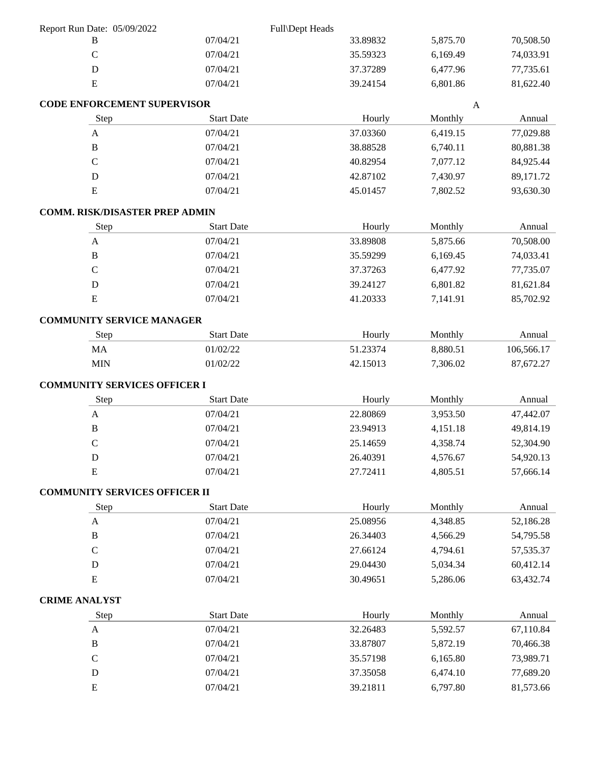| Step | Start Date | Hourly | Monthly | Annual |
|---|---|---|---|---|
| B | 07/04/21 | 33.89832 | 5,875.70 | 70,508.50 |
| C | 07/04/21 | 35.59323 | 6,169.49 | 74,033.91 |
| D | 07/04/21 | 37.37289 | 6,477.96 | 77,735.61 |
| E | 07/04/21 | 39.24154 | 6,801.86 | 81,622.40 |

**CODE ENFORCEMENT SUPERVISOR** A

| Step | Start Date | Hourly | Monthly | Annual |
|---|---|---|---|---|
| A | 07/04/21 | 37.03360 | 6,419.15 | 77,029.88 |
| B | 07/04/21 | 38.88528 | 6,740.11 | 80,881.38 |
| C | 07/04/21 | 40.82954 | 7,077.12 | 84,925.44 |
| D | 07/04/21 | 42.87102 | 7,430.97 | 89,171.72 |
| E | 07/04/21 | 45.01457 | 7,802.52 | 93,630.30 |

**COMM. RISK/DISASTER PREP ADMIN**

| Step | Start Date | Hourly | Monthly | Annual |
|---|---|---|---|---|
| A | 07/04/21 | 33.89808 | 5,875.66 | 70,508.00 |
| B | 07/04/21 | 35.59299 | 6,169.45 | 74,033.41 |
| C | 07/04/21 | 37.37263 | 6,477.92 | 77,735.07 |
| D | 07/04/21 | 39.24127 | 6,801.82 | 81,621.84 |
| E | 07/04/21 | 41.20333 | 7,141.91 | 85,702.92 |

**COMMUNITY SERVICE MANAGER**

| Step | Start Date | Hourly | Monthly | Annual |
|---|---|---|---|---|
| MA | 01/02/22 | 51.23374 | 8,880.51 | 106,566.17 |
| MIN | 01/02/22 | 42.15013 | 7,306.02 | 87,672.27 |

**COMMUNITY SERVICES OFFICER I**

| Step | Start Date | Hourly | Monthly | Annual |
|---|---|---|---|---|
| A | 07/04/21 | 22.80869 | 3,953.50 | 47,442.07 |
| B | 07/04/21 | 23.94913 | 4,151.18 | 49,814.19 |
| C | 07/04/21 | 25.14659 | 4,358.74 | 52,304.90 |
| D | 07/04/21 | 26.40391 | 4,576.67 | 54,920.13 |
| E | 07/04/21 | 27.72411 | 4,805.51 | 57,666.14 |

**COMMUNITY SERVICES OFFICER II**

| Step | Start Date | Hourly | Monthly | Annual |
|---|---|---|---|---|
| A | 07/04/21 | 25.08956 | 4,348.85 | 52,186.28 |
| B | 07/04/21 | 26.34403 | 4,566.29 | 54,795.58 |
| C | 07/04/21 | 27.66124 | 4,794.61 | 57,535.37 |
| D | 07/04/21 | 29.04430 | 5,034.34 | 60,412.14 |
| E | 07/04/21 | 30.49651 | 5,286.06 | 63,432.74 |

**CRIME ANALYST**

| Step | Start Date | Hourly | Monthly | Annual |
|---|---|---|---|---|
| A | 07/04/21 | 32.26483 | 5,592.57 | 67,110.84 |
| B | 07/04/21 | 33.87807 | 5,872.19 | 70,466.38 |
| C | 07/04/21 | 35.57198 | 6,165.80 | 73,989.71 |
| D | 07/04/21 | 37.35058 | 6,474.10 | 77,689.20 |
| E | 07/04/21 | 39.21811 | 6,797.80 | 81,573.66 |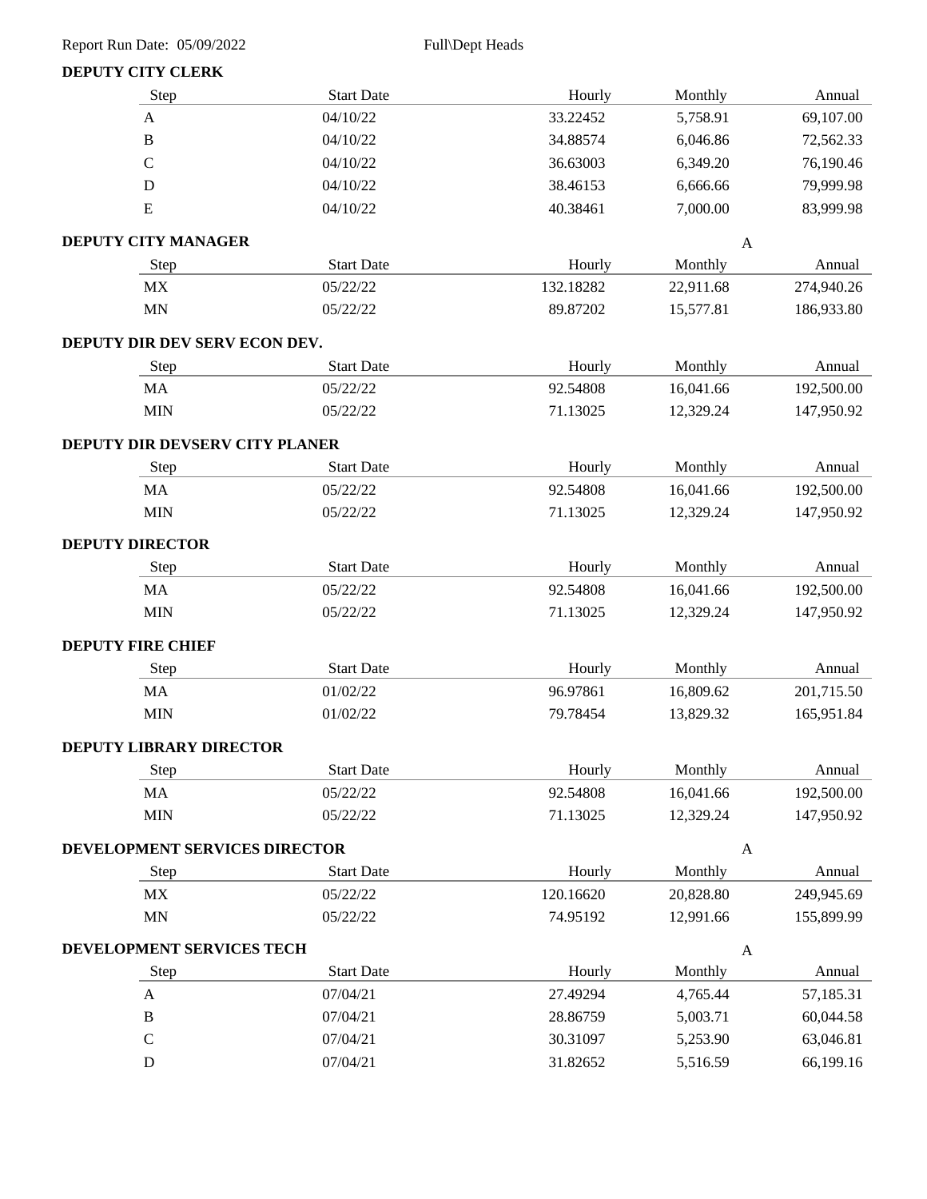Report Run Date: 05/09/2022 Full\Dept Heads

**DEPUTY CITY CLERK**

| Step | Start Date | Hourly | Monthly | Annual |
|---|---|---|---|---|
| A | 04/10/22 | 33.22452 | 5,758.91 | 69,107.00 |
| B | 04/10/22 | 34.88574 | 6,046.86 | 72,562.33 |
| C | 04/10/22 | 36.63003 | 6,349.20 | 76,190.46 |
| D | 04/10/22 | 38.46153 | 6,666.66 | 79,999.98 |
| E | 04/10/22 | 40.38461 | 7,000.00 | 83,999.98 |

**DEPUTY CITY MANAGER** A

| Step | Start Date | Hourly | Monthly | Annual |
|---|---|---|---|---|
| MX | 05/22/22 | 132.18282 | 22,911.68 | 274,940.26 |
| MN | 05/22/22 | 89.87202 | 15,577.81 | 186,933.80 |

**DEPUTY DIR DEV SERV ECON DEV.**

| Step | Start Date | Hourly | Monthly | Annual |
|---|---|---|---|---|
| MA | 05/22/22 | 92.54808 | 16,041.66 | 192,500.00 |
| MIN | 05/22/22 | 71.13025 | 12,329.24 | 147,950.92 |

**DEPUTY DIR DEVSERV CITY PLANER**

| Step | Start Date | Hourly | Monthly | Annual |
|---|---|---|---|---|
| MA | 05/22/22 | 92.54808 | 16,041.66 | 192,500.00 |
| MIN | 05/22/22 | 71.13025 | 12,329.24 | 147,950.92 |

**DEPUTY DIRECTOR**

| Step | Start Date | Hourly | Monthly | Annual |
|---|---|---|---|---|
| MA | 05/22/22 | 92.54808 | 16,041.66 | 192,500.00 |
| MIN | 05/22/22 | 71.13025 | 12,329.24 | 147,950.92 |

**DEPUTY FIRE CHIEF**

| Step | Start Date | Hourly | Monthly | Annual |
|---|---|---|---|---|
| MA | 01/02/22 | 96.97861 | 16,809.62 | 201,715.50 |
| MIN | 01/02/22 | 79.78454 | 13,829.32 | 165,951.84 |

**DEPUTY LIBRARY DIRECTOR**

| Step | Start Date | Hourly | Monthly | Annual |
|---|---|---|---|---|
| MA | 05/22/22 | 92.54808 | 16,041.66 | 192,500.00 |
| MIN | 05/22/22 | 71.13025 | 12,329.24 | 147,950.92 |

**DEVELOPMENT SERVICES DIRECTOR** A

| Step | Start Date | Hourly | Monthly | Annual |
|---|---|---|---|---|
| MX | 05/22/22 | 120.16620 | 20,828.80 | 249,945.69 |
| MN | 05/22/22 | 74.95192 | 12,991.66 | 155,899.99 |

**DEVELOPMENT SERVICES TECH** A

| Step | Start Date | Hourly | Monthly | Annual |
|---|---|---|---|---|
| A | 07/04/21 | 27.49294 | 4,765.44 | 57,185.31 |
| B | 07/04/21 | 28.86759 | 5,003.71 | 60,044.58 |
| C | 07/04/21 | 30.31097 | 5,253.90 | 63,046.81 |
| D | 07/04/21 | 31.82652 | 5,516.59 | 66,199.16 |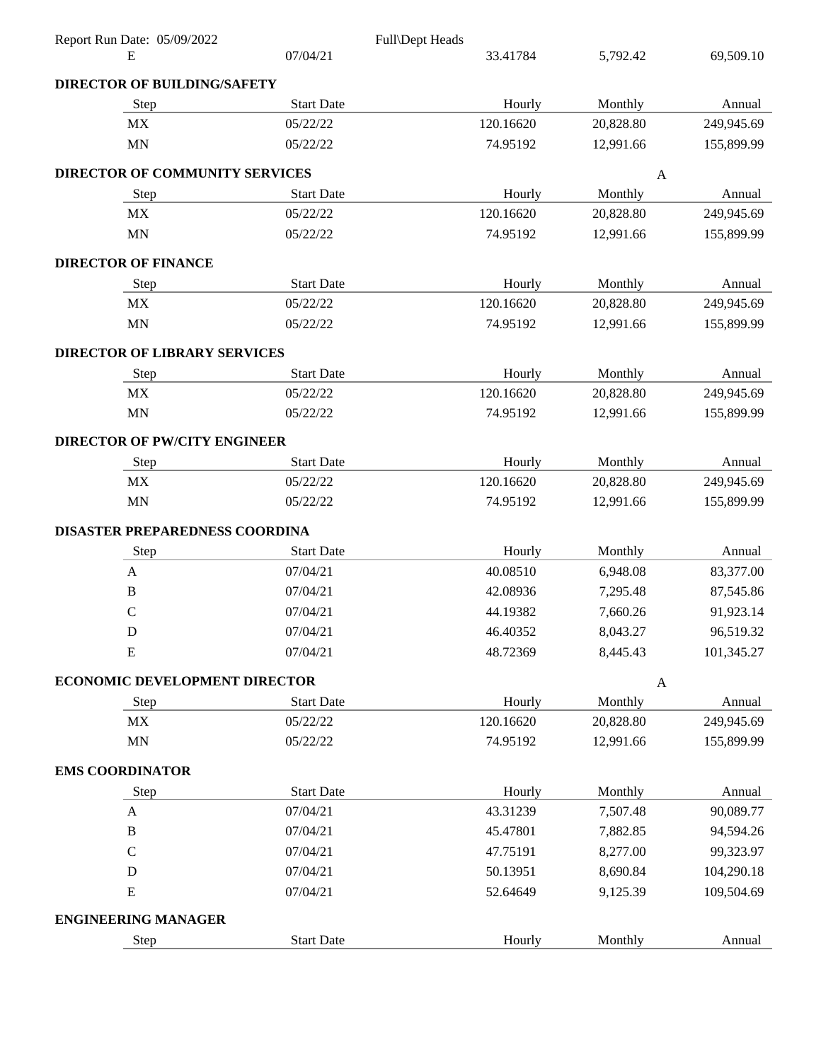| E | 07/04/21 | 33.41784 | 5,792.42 | 69,509.10 |
|---|---|---|---|---|

**DIRECTOR OF BUILDING/SAFETY**

| Step | Start Date | Hourly | Monthly | Annual |
|---|---|---|---|---|
| MX | 05/22/22 | 120.16620 | 20,828.80 | 249,945.69 |
| MN | 05/22/22 | 74.95192 | 12,991.66 | 155,899.99 |

**DIRECTOR OF COMMUNITY SERVICES** A

| Step | Start Date | Hourly | Monthly | Annual |
|---|---|---|---|---|
| MX | 05/22/22 | 120.16620 | 20,828.80 | 249,945.69 |
| MN | 05/22/22 | 74.95192 | 12,991.66 | 155,899.99 |

**DIRECTOR OF FINANCE**

| Step | Start Date | Hourly | Monthly | Annual |
|---|---|---|---|---|
| MX | 05/22/22 | 120.16620 | 20,828.80 | 249,945.69 |
| MN | 05/22/22 | 74.95192 | 12,991.66 | 155,899.99 |

**DIRECTOR OF LIBRARY SERVICES**

| Step | Start Date | Hourly | Monthly | Annual |
|---|---|---|---|---|
| MX | 05/22/22 | 120.16620 | 20,828.80 | 249,945.69 |
| MN | 05/22/22 | 74.95192 | 12,991.66 | 155,899.99 |

**DIRECTOR OF PW/CITY ENGINEER**

| Step | Start Date | Hourly | Monthly | Annual |
|---|---|---|---|---|
| MX | 05/22/22 | 120.16620 | 20,828.80 | 249,945.69 |
| MN | 05/22/22 | 74.95192 | 12,991.66 | 155,899.99 |

**DISASTER PREPAREDNESS COORDINA**

| Step | Start Date | Hourly | Monthly | Annual |
|---|---|---|---|---|
| A | 07/04/21 | 40.08510 | 6,948.08 | 83,377.00 |
| B | 07/04/21 | 42.08936 | 7,295.48 | 87,545.86 |
| C | 07/04/21 | 44.19382 | 7,660.26 | 91,923.14 |
| D | 07/04/21 | 46.40352 | 8,043.27 | 96,519.32 |
| E | 07/04/21 | 48.72369 | 8,445.43 | 101,345.27 |

**ECONOMIC DEVELOPMENT DIRECTOR** A

| Step | Start Date | Hourly | Monthly | Annual |
|---|---|---|---|---|
| MX | 05/22/22 | 120.16620 | 20,828.80 | 249,945.69 |
| MN | 05/22/22 | 74.95192 | 12,991.66 | 155,899.99 |

**EMS COORDINATOR**

| Step | Start Date | Hourly | Monthly | Annual |
|---|---|---|---|---|
| A | 07/04/21 | 43.31239 | 7,507.48 | 90,089.77 |
| B | 07/04/21 | 45.47801 | 7,882.85 | 94,594.26 |
| C | 07/04/21 | 47.75191 | 8,277.00 | 99,323.97 |
| D | 07/04/21 | 50.13951 | 8,690.84 | 104,290.18 |
| E | 07/04/21 | 52.64649 | 9,125.39 | 109,504.69 |

**ENGINEERING MANAGER**

| Step | Start Date | Hourly | Monthly | Annual |
|---|---|---|---|---|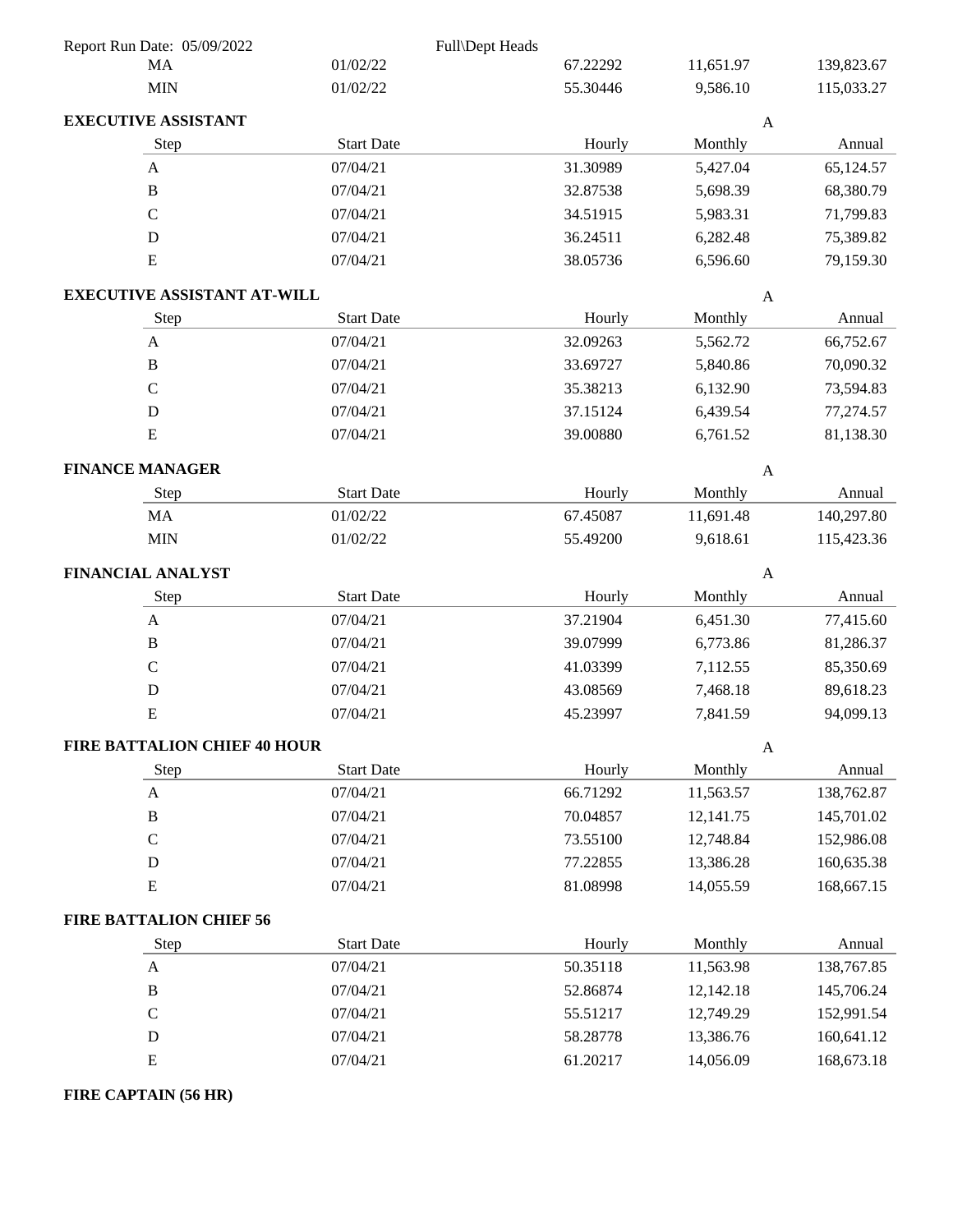| Step | Start Date | Hourly | Monthly | Annual |
|---|---|---|---|---|
| MA | 01/02/22 | 67.22292 | 11,651.97 | 139,823.67 |
| MIN | 01/02/22 | 55.30446 | 9,586.10 | 115,033.27 |

**EXECUTIVE ASSISTANT** — A

| Step | Start Date | Hourly | Monthly | Annual |
|---|---|---|---|---|
| A | 07/04/21 | 31.30989 | 5,427.04 | 65,124.57 |
| B | 07/04/21 | 32.87538 | 5,698.39 | 68,380.79 |
| C | 07/04/21 | 34.51915 | 5,983.31 | 71,799.83 |
| D | 07/04/21 | 36.24511 | 6,282.48 | 75,389.82 |
| E | 07/04/21 | 38.05736 | 6,596.60 | 79,159.30 |

**EXECUTIVE ASSISTANT AT-WILL** — A

| Step | Start Date | Hourly | Monthly | Annual |
|---|---|---|---|---|
| A | 07/04/21 | 32.09263 | 5,562.72 | 66,752.67 |
| B | 07/04/21 | 33.69727 | 5,840.86 | 70,090.32 |
| C | 07/04/21 | 35.38213 | 6,132.90 | 73,594.83 |
| D | 07/04/21 | 37.15124 | 6,439.54 | 77,274.57 |
| E | 07/04/21 | 39.00880 | 6,761.52 | 81,138.30 |

**FINANCE MANAGER** — A

| Step | Start Date | Hourly | Monthly | Annual |
|---|---|---|---|---|
| MA | 01/02/22 | 67.45087 | 11,691.48 | 140,297.80 |
| MIN | 01/02/22 | 55.49200 | 9,618.61 | 115,423.36 |

**FINANCIAL ANALYST** — A

| Step | Start Date | Hourly | Monthly | Annual |
|---|---|---|---|---|
| A | 07/04/21 | 37.21904 | 6,451.30 | 77,415.60 |
| B | 07/04/21 | 39.07999 | 6,773.86 | 81,286.37 |
| C | 07/04/21 | 41.03399 | 7,112.55 | 85,350.69 |
| D | 07/04/21 | 43.08569 | 7,468.18 | 89,618.23 |
| E | 07/04/21 | 45.23997 | 7,841.59 | 94,099.13 |

**FIRE BATTALION CHIEF 40 HOUR** — A

| Step | Start Date | Hourly | Monthly | Annual |
|---|---|---|---|---|
| A | 07/04/21 | 66.71292 | 11,563.57 | 138,762.87 |
| B | 07/04/21 | 70.04857 | 12,141.75 | 145,701.02 |
| C | 07/04/21 | 73.55100 | 12,748.84 | 152,986.08 |
| D | 07/04/21 | 77.22855 | 13,386.28 | 160,635.38 |
| E | 07/04/21 | 81.08998 | 14,055.59 | 168,667.15 |

**FIRE BATTALION CHIEF 56**

| Step | Start Date | Hourly | Monthly | Annual |
|---|---|---|---|---|
| A | 07/04/21 | 50.35118 | 11,563.98 | 138,767.85 |
| B | 07/04/21 | 52.86874 | 12,142.18 | 145,706.24 |
| C | 07/04/21 | 55.51217 | 12,749.29 | 152,991.54 |
| D | 07/04/21 | 58.28778 | 13,386.76 | 160,641.12 |
| E | 07/04/21 | 61.20217 | 14,056.09 | 168,673.18 |

**FIRE CAPTAIN (56 HR)**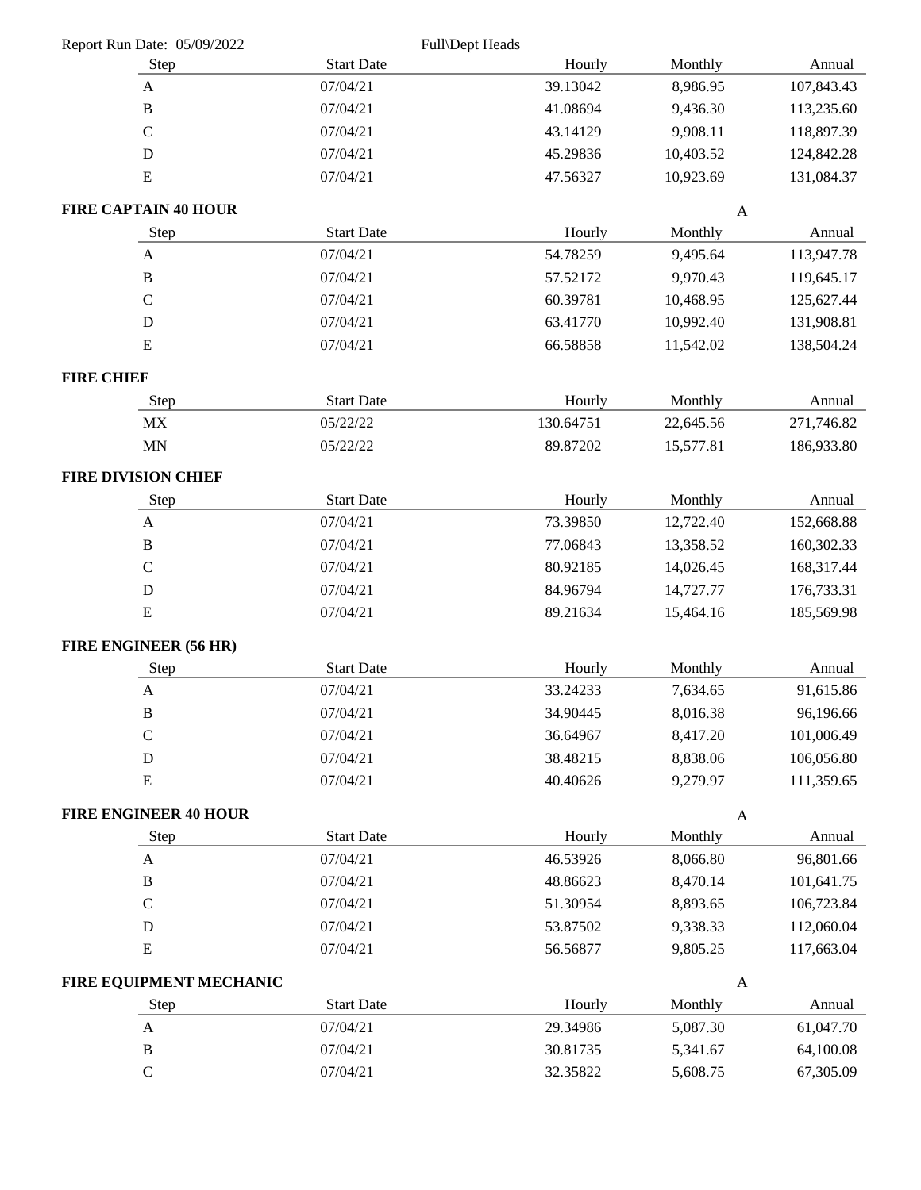Report Run Date: 05/09/2022 Full\Dept Heads

| Step | Start Date | Hourly | Monthly | Annual |
|---|---|---|---|---|
| A | 07/04/21 | 39.13042 | 8,986.95 | 107,843.43 |
| B | 07/04/21 | 41.08694 | 9,436.30 | 113,235.60 |
| C | 07/04/21 | 43.14129 | 9,908.11 | 118,897.39 |
| D | 07/04/21 | 45.29836 | 10,403.52 | 124,842.28 |
| E | 07/04/21 | 47.56327 | 10,923.69 | 131,084.37 |

**FIRE CAPTAIN 40 HOUR** A

| Step | Start Date | Hourly | Monthly | Annual |
|---|---|---|---|---|
| A | 07/04/21 | 54.78259 | 9,495.64 | 113,947.78 |
| B | 07/04/21 | 57.52172 | 9,970.43 | 119,645.17 |
| C | 07/04/21 | 60.39781 | 10,468.95 | 125,627.44 |
| D | 07/04/21 | 63.41770 | 10,992.40 | 131,908.81 |
| E | 07/04/21 | 66.58858 | 11,542.02 | 138,504.24 |

**FIRE CHIEF**

| Step | Start Date | Hourly | Monthly | Annual |
|---|---|---|---|---|
| MX | 05/22/22 | 130.64751 | 22,645.56 | 271,746.82 |
| MN | 05/22/22 | 89.87202 | 15,577.81 | 186,933.80 |

**FIRE DIVISION CHIEF**

| Step | Start Date | Hourly | Monthly | Annual |
|---|---|---|---|---|
| A | 07/04/21 | 73.39850 | 12,722.40 | 152,668.88 |
| B | 07/04/21 | 77.06843 | 13,358.52 | 160,302.33 |
| C | 07/04/21 | 80.92185 | 14,026.45 | 168,317.44 |
| D | 07/04/21 | 84.96794 | 14,727.77 | 176,733.31 |
| E | 07/04/21 | 89.21634 | 15,464.16 | 185,569.98 |

**FIRE ENGINEER (56 HR)**

| Step | Start Date | Hourly | Monthly | Annual |
|---|---|---|---|---|
| A | 07/04/21 | 33.24233 | 7,634.65 | 91,615.86 |
| B | 07/04/21 | 34.90445 | 8,016.38 | 96,196.66 |
| C | 07/04/21 | 36.64967 | 8,417.20 | 101,006.49 |
| D | 07/04/21 | 38.48215 | 8,838.06 | 106,056.80 |
| E | 07/04/21 | 40.40626 | 9,279.97 | 111,359.65 |

**FIRE ENGINEER 40 HOUR** A

| Step | Start Date | Hourly | Monthly | Annual |
|---|---|---|---|---|
| A | 07/04/21 | 46.53926 | 8,066.80 | 96,801.66 |
| B | 07/04/21 | 48.86623 | 8,470.14 | 101,641.75 |
| C | 07/04/21 | 51.30954 | 8,893.65 | 106,723.84 |
| D | 07/04/21 | 53.87502 | 9,338.33 | 112,060.04 |
| E | 07/04/21 | 56.56877 | 9,805.25 | 117,663.04 |

**FIRE EQUIPMENT MECHANIC** A

| Step | Start Date | Hourly | Monthly | Annual |
|---|---|---|---|---|
| A | 07/04/21 | 29.34986 | 5,087.30 | 61,047.70 |
| B | 07/04/21 | 30.81735 | 5,341.67 | 64,100.08 |
| C | 07/04/21 | 32.35822 | 5,608.75 | 67,305.09 |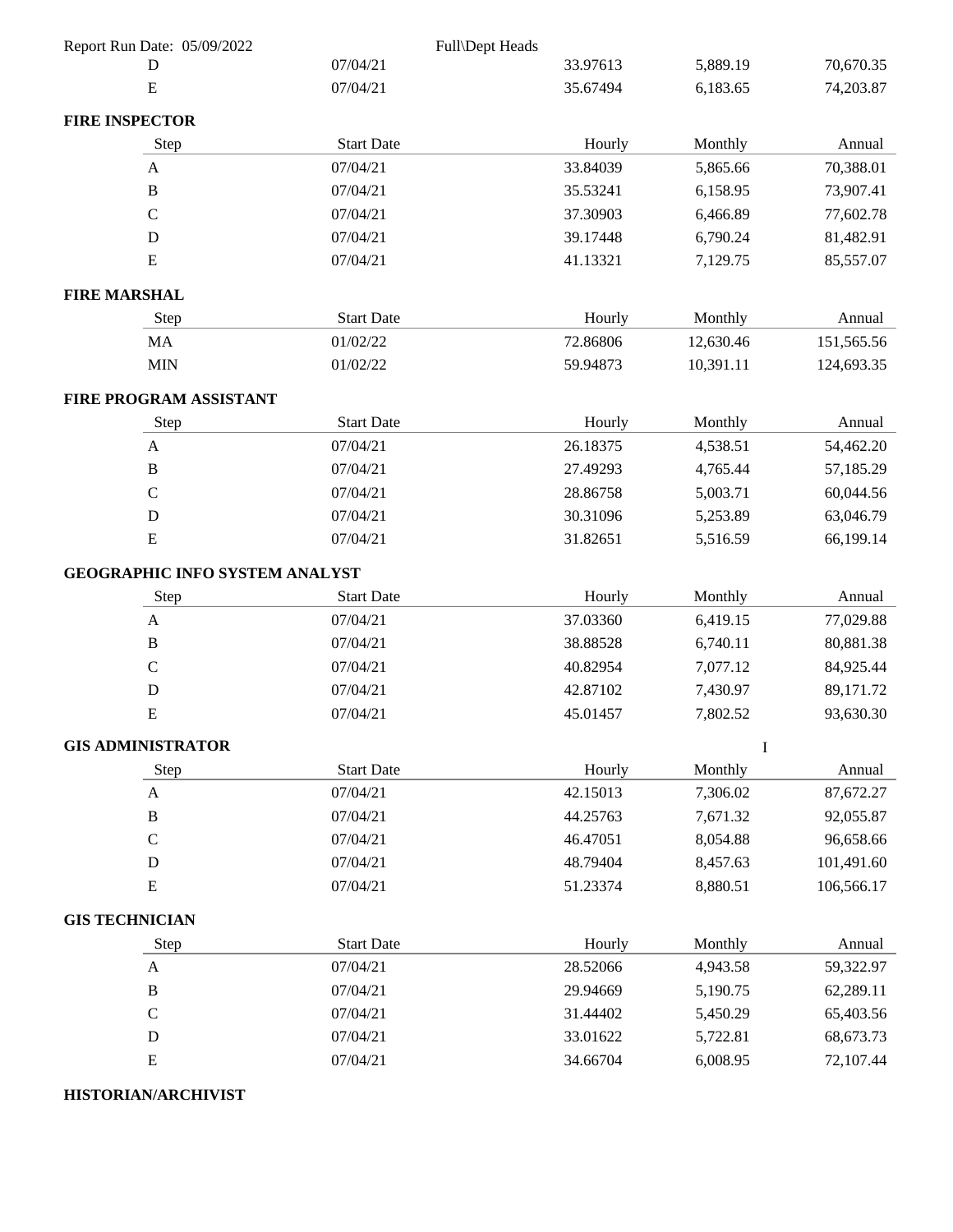| | | | | |
|---|---|---|---|---|
| D | 07/04/21 | 33.97613 | 5,889.19 | 70,670.35 |
| E | 07/04/21 | 35.67494 | 6,183.65 | 74,203.87 |

**FIRE INSPECTOR**

| Step | Start Date | Hourly | Monthly | Annual |
|---|---|---|---|---|
| A | 07/04/21 | 33.84039 | 5,865.66 | 70,388.01 |
| B | 07/04/21 | 35.53241 | 6,158.95 | 73,907.41 |
| C | 07/04/21 | 37.30903 | 6,466.89 | 77,602.78 |
| D | 07/04/21 | 39.17448 | 6,790.24 | 81,482.91 |
| E | 07/04/21 | 41.13321 | 7,129.75 | 85,557.07 |

**FIRE MARSHAL**

| Step | Start Date | Hourly | Monthly | Annual |
|---|---|---|---|---|
| MA | 01/02/22 | 72.86806 | 12,630.46 | 151,565.56 |
| MIN | 01/02/22 | 59.94873 | 10,391.11 | 124,693.35 |

**FIRE PROGRAM ASSISTANT**

| Step | Start Date | Hourly | Monthly | Annual |
|---|---|---|---|---|
| A | 07/04/21 | 26.18375 | 4,538.51 | 54,462.20 |
| B | 07/04/21 | 27.49293 | 4,765.44 | 57,185.29 |
| C | 07/04/21 | 28.86758 | 5,003.71 | 60,044.56 |
| D | 07/04/21 | 30.31096 | 5,253.89 | 63,046.79 |
| E | 07/04/21 | 31.82651 | 5,516.59 | 66,199.14 |

**GEOGRAPHIC INFO SYSTEM ANALYST**

| Step | Start Date | Hourly | Monthly | Annual |
|---|---|---|---|---|
| A | 07/04/21 | 37.03360 | 6,419.15 | 77,029.88 |
| B | 07/04/21 | 38.88528 | 6,740.11 | 80,881.38 |
| C | 07/04/21 | 40.82954 | 7,077.12 | 84,925.44 |
| D | 07/04/21 | 42.87102 | 7,430.97 | 89,171.72 |
| E | 07/04/21 | 45.01457 | 7,802.52 | 93,630.30 |

**GIS ADMINISTRATOR**

| Step | Start Date | Hourly | Monthly | Annual |
|---|---|---|---|---|
| A | 07/04/21 | 42.15013 | 7,306.02 | 87,672.27 |
| B | 07/04/21 | 44.25763 | 7,671.32 | 92,055.87 |
| C | 07/04/21 | 46.47051 | 8,054.88 | 96,658.66 |
| D | 07/04/21 | 48.79404 | 8,457.63 | 101,491.60 |
| E | 07/04/21 | 51.23374 | 8,880.51 | 106,566.17 |

**GIS TECHNICIAN**

| Step | Start Date | Hourly | Monthly | Annual |
|---|---|---|---|---|
| A | 07/04/21 | 28.52066 | 4,943.58 | 59,322.97 |
| B | 07/04/21 | 29.94669 | 5,190.75 | 62,289.11 |
| C | 07/04/21 | 31.44402 | 5,450.29 | 65,403.56 |
| D | 07/04/21 | 33.01622 | 5,722.81 | 68,673.73 |
| E | 07/04/21 | 34.66704 | 6,008.95 | 72,107.44 |

**HISTORIAN/ARCHIVIST**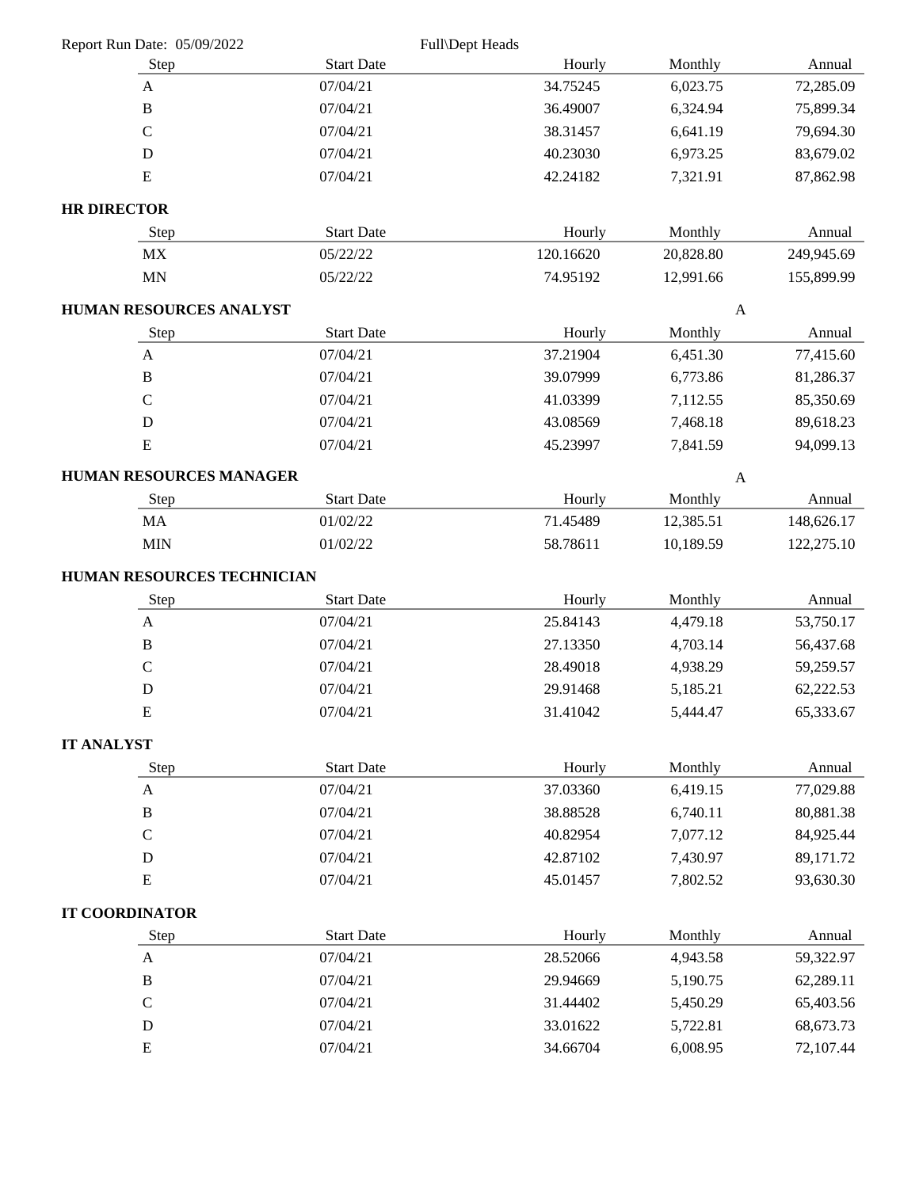Report Run Date: 05/09/2022 Full\Dept Heads

| Step | Start Date | Hourly | Monthly | Annual |
|---|---|---|---|---|
| A | 07/04/21 | 34.75245 | 6,023.75 | 72,285.09 |
| B | 07/04/21 | 36.49007 | 6,324.94 | 75,899.34 |
| C | 07/04/21 | 38.31457 | 6,641.19 | 79,694.30 |
| D | 07/04/21 | 40.23030 | 6,973.25 | 83,679.02 |
| E | 07/04/21 | 42.24182 | 7,321.91 | 87,862.98 |

**HR DIRECTOR**

| Step | Start Date | Hourly | Monthly | Annual |
|---|---|---|---|---|
| MX | 05/22/22 | 120.16620 | 20,828.80 | 249,945.69 |
| MN | 05/22/22 | 74.95192 | 12,991.66 | 155,899.99 |

**HUMAN RESOURCES ANALYST** A

| Step | Start Date | Hourly | Monthly | Annual |
|---|---|---|---|---|
| A | 07/04/21 | 37.21904 | 6,451.30 | 77,415.60 |
| B | 07/04/21 | 39.07999 | 6,773.86 | 81,286.37 |
| C | 07/04/21 | 41.03399 | 7,112.55 | 85,350.69 |
| D | 07/04/21 | 43.08569 | 7,468.18 | 89,618.23 |
| E | 07/04/21 | 45.23997 | 7,841.59 | 94,099.13 |

**HUMAN RESOURCES MANAGER** A

| Step | Start Date | Hourly | Monthly | Annual |
|---|---|---|---|---|
| MA | 01/02/22 | 71.45489 | 12,385.51 | 148,626.17 |
| MIN | 01/02/22 | 58.78611 | 10,189.59 | 122,275.10 |

**HUMAN RESOURCES TECHNICIAN**

| Step | Start Date | Hourly | Monthly | Annual |
|---|---|---|---|---|
| A | 07/04/21 | 25.84143 | 4,479.18 | 53,750.17 |
| B | 07/04/21 | 27.13350 | 4,703.14 | 56,437.68 |
| C | 07/04/21 | 28.49018 | 4,938.29 | 59,259.57 |
| D | 07/04/21 | 29.91468 | 5,185.21 | 62,222.53 |
| E | 07/04/21 | 31.41042 | 5,444.47 | 65,333.67 |

**IT ANALYST**

| Step | Start Date | Hourly | Monthly | Annual |
|---|---|---|---|---|
| A | 07/04/21 | 37.03360 | 6,419.15 | 77,029.88 |
| B | 07/04/21 | 38.88528 | 6,740.11 | 80,881.38 |
| C | 07/04/21 | 40.82954 | 7,077.12 | 84,925.44 |
| D | 07/04/21 | 42.87102 | 7,430.97 | 89,171.72 |
| E | 07/04/21 | 45.01457 | 7,802.52 | 93,630.30 |

**IT COORDINATOR**

| Step | Start Date | Hourly | Monthly | Annual |
|---|---|---|---|---|
| A | 07/04/21 | 28.52066 | 4,943.58 | 59,322.97 |
| B | 07/04/21 | 29.94669 | 5,190.75 | 62,289.11 |
| C | 07/04/21 | 31.44402 | 5,450.29 | 65,403.56 |
| D | 07/04/21 | 33.01622 | 5,722.81 | 68,673.73 |
| E | 07/04/21 | 34.66704 | 6,008.95 | 72,107.44 |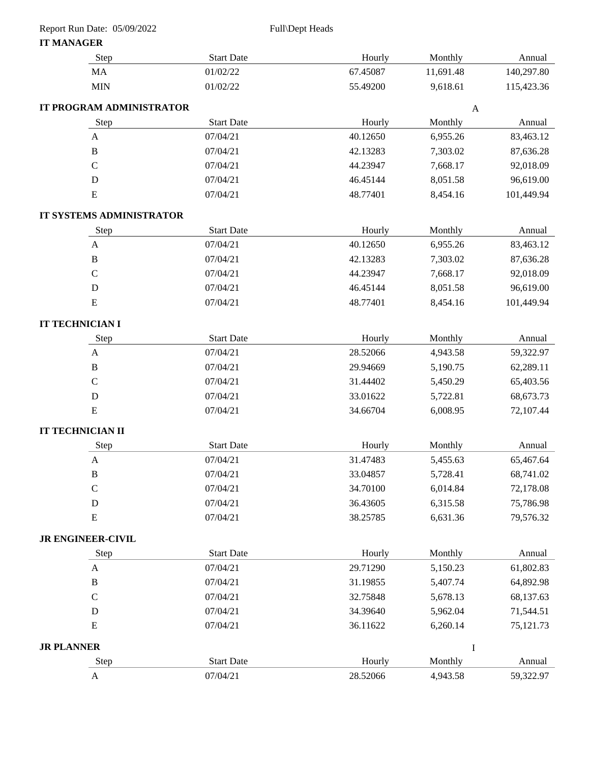Report Run Date: 05/09/2022 Full\Dept Heads

**IT MANAGER**

| Step | Start Date | Hourly | Monthly | Annual |
|---|---|---|---|---|
| MA | 01/02/22 | 67.45087 | 11,691.48 | 140,297.80 |
| MIN | 01/02/22 | 55.49200 | 9,618.61 | 115,423.36 |

**IT PROGRAM ADMINISTRATOR** A

| Step | Start Date | Hourly | Monthly | Annual |
|---|---|---|---|---|
| A | 07/04/21 | 40.12650 | 6,955.26 | 83,463.12 |
| B | 07/04/21 | 42.13283 | 7,303.02 | 87,636.28 |
| C | 07/04/21 | 44.23947 | 7,668.17 | 92,018.09 |
| D | 07/04/21 | 46.45144 | 8,051.58 | 96,619.00 |
| E | 07/04/21 | 48.77401 | 8,454.16 | 101,449.94 |

**IT SYSTEMS ADMINISTRATOR**

| Step | Start Date | Hourly | Monthly | Annual |
|---|---|---|---|---|
| A | 07/04/21 | 40.12650 | 6,955.26 | 83,463.12 |
| B | 07/04/21 | 42.13283 | 7,303.02 | 87,636.28 |
| C | 07/04/21 | 44.23947 | 7,668.17 | 92,018.09 |
| D | 07/04/21 | 46.45144 | 8,051.58 | 96,619.00 |
| E | 07/04/21 | 48.77401 | 8,454.16 | 101,449.94 |

**IT TECHNICIAN I**

| Step | Start Date | Hourly | Monthly | Annual |
|---|---|---|---|---|
| A | 07/04/21 | 28.52066 | 4,943.58 | 59,322.97 |
| B | 07/04/21 | 29.94669 | 5,190.75 | 62,289.11 |
| C | 07/04/21 | 31.44402 | 5,450.29 | 65,403.56 |
| D | 07/04/21 | 33.01622 | 5,722.81 | 68,673.73 |
| E | 07/04/21 | 34.66704 | 6,008.95 | 72,107.44 |

**IT TECHNICIAN II**

| Step | Start Date | Hourly | Monthly | Annual |
|---|---|---|---|---|
| A | 07/04/21 | 31.47483 | 5,455.63 | 65,467.64 |
| B | 07/04/21 | 33.04857 | 5,728.41 | 68,741.02 |
| C | 07/04/21 | 34.70100 | 6,014.84 | 72,178.08 |
| D | 07/04/21 | 36.43605 | 6,315.58 | 75,786.98 |
| E | 07/04/21 | 38.25785 | 6,631.36 | 79,576.32 |

**JR ENGINEER-CIVIL**

| Step | Start Date | Hourly | Monthly | Annual |
|---|---|---|---|---|
| A | 07/04/21 | 29.71290 | 5,150.23 | 61,802.83 |
| B | 07/04/21 | 31.19855 | 5,407.74 | 64,892.98 |
| C | 07/04/21 | 32.75848 | 5,678.13 | 68,137.63 |
| D | 07/04/21 | 34.39640 | 5,962.04 | 71,544.51 |
| E | 07/04/21 | 36.11622 | 6,260.14 | 75,121.73 |

**JR PLANNER** I

| Step | Start Date | Hourly | Monthly | Annual |
|---|---|---|---|---|
| A | 07/04/21 | 28.52066 | 4,943.58 | 59,322.97 |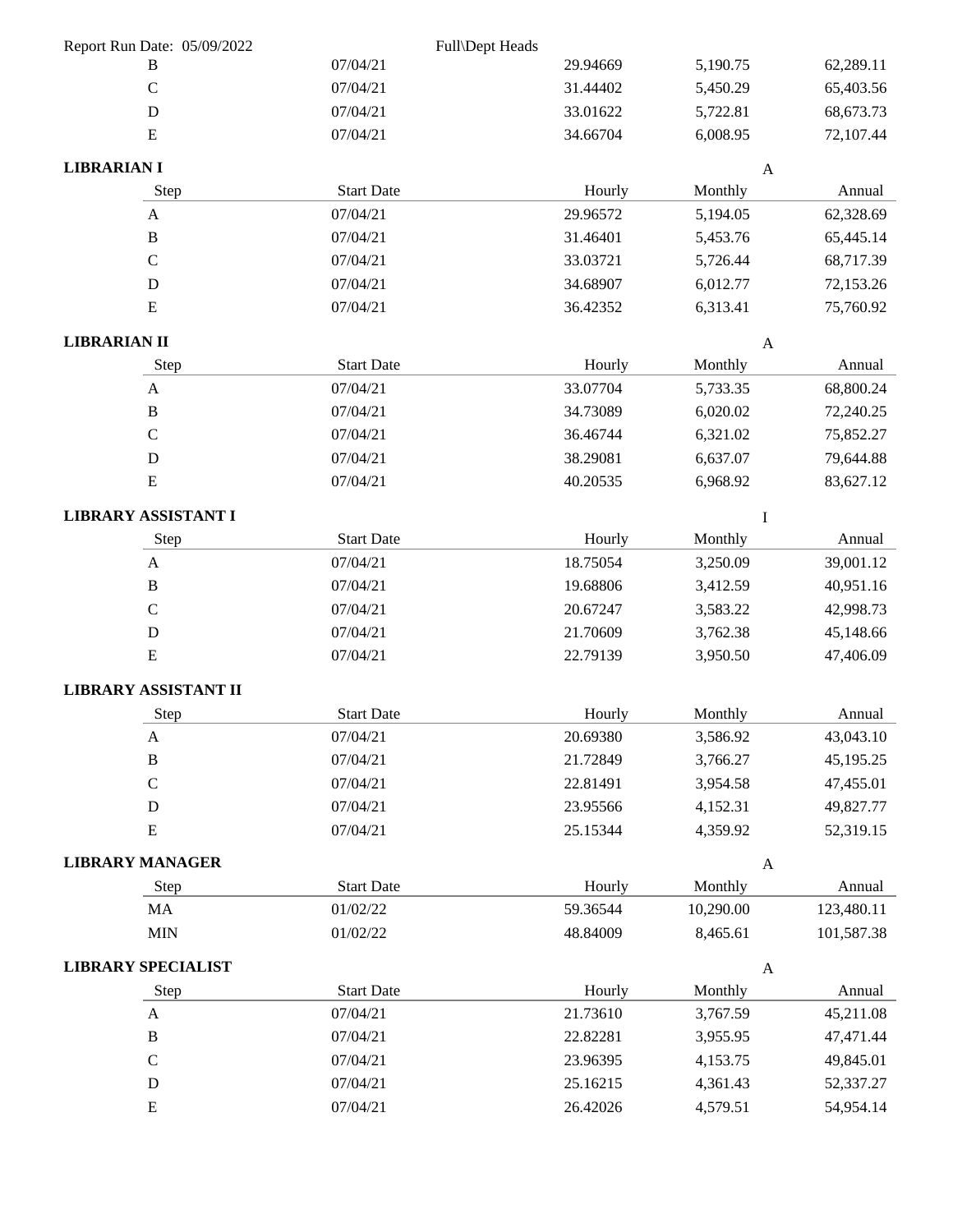| Step | Start Date | Hourly | Monthly | Annual |
|---|---|---|---|---|
| B | 07/04/21 | 29.94669 | 5,190.75 | 62,289.11 |
| C | 07/04/21 | 31.44402 | 5,450.29 | 65,403.56 |
| D | 07/04/21 | 33.01622 | 5,722.81 | 68,673.73 |
| E | 07/04/21 | 34.66704 | 6,008.95 | 72,107.44 |

**LIBRARIAN I** A

| Step | Start Date | Hourly | Monthly | Annual |
|---|---|---|---|---|
| A | 07/04/21 | 29.96572 | 5,194.05 | 62,328.69 |
| B | 07/04/21 | 31.46401 | 5,453.76 | 65,445.14 |
| C | 07/04/21 | 33.03721 | 5,726.44 | 68,717.39 |
| D | 07/04/21 | 34.68907 | 6,012.77 | 72,153.26 |
| E | 07/04/21 | 36.42352 | 6,313.41 | 75,760.92 |

**LIBRARIAN II** A

| Step | Start Date | Hourly | Monthly | Annual |
|---|---|---|---|---|
| A | 07/04/21 | 33.07704 | 5,733.35 | 68,800.24 |
| B | 07/04/21 | 34.73089 | 6,020.02 | 72,240.25 |
| C | 07/04/21 | 36.46744 | 6,321.02 | 75,852.27 |
| D | 07/04/21 | 38.29081 | 6,637.07 | 79,644.88 |
| E | 07/04/21 | 40.20535 | 6,968.92 | 83,627.12 |

**LIBRARY ASSISTANT I** I

| Step | Start Date | Hourly | Monthly | Annual |
|---|---|---|---|---|
| A | 07/04/21 | 18.75054 | 3,250.09 | 39,001.12 |
| B | 07/04/21 | 19.68806 | 3,412.59 | 40,951.16 |
| C | 07/04/21 | 20.67247 | 3,583.22 | 42,998.73 |
| D | 07/04/21 | 21.70609 | 3,762.38 | 45,148.66 |
| E | 07/04/21 | 22.79139 | 3,950.50 | 47,406.09 |

**LIBRARY ASSISTANT II**

| Step | Start Date | Hourly | Monthly | Annual |
|---|---|---|---|---|
| A | 07/04/21 | 20.69380 | 3,586.92 | 43,043.10 |
| B | 07/04/21 | 21.72849 | 3,766.27 | 45,195.25 |
| C | 07/04/21 | 22.81491 | 3,954.58 | 47,455.01 |
| D | 07/04/21 | 23.95566 | 4,152.31 | 49,827.77 |
| E | 07/04/21 | 25.15344 | 4,359.92 | 52,319.15 |

**LIBRARY MANAGER** A

| Step | Start Date | Hourly | Monthly | Annual |
|---|---|---|---|---|
| MA | 01/02/22 | 59.36544 | 10,290.00 | 123,480.11 |
| MIN | 01/02/22 | 48.84009 | 8,465.61 | 101,587.38 |

**LIBRARY SPECIALIST** A

| Step | Start Date | Hourly | Monthly | Annual |
|---|---|---|---|---|
| A | 07/04/21 | 21.73610 | 3,767.59 | 45,211.08 |
| B | 07/04/21 | 22.82281 | 3,955.95 | 47,471.44 |
| C | 07/04/21 | 23.96395 | 4,153.75 | 49,845.01 |
| D | 07/04/21 | 25.16215 | 4,361.43 | 52,337.27 |
| E | 07/04/21 | 26.42026 | 4,579.51 | 54,954.14 |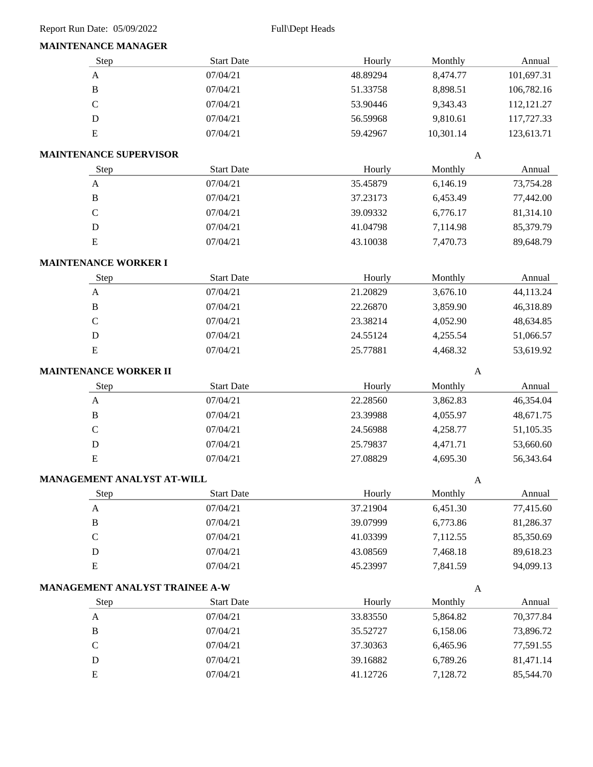Report Run Date: 05/09/2022 Full\Dept Heads

**MAINTENANCE MANAGER**

| Step | Start Date | Hourly | Monthly | Annual |
|---|---|---|---|---|
| A | 07/04/21 | 48.89294 | 8,474.77 | 101,697.31 |
| B | 07/04/21 | 51.33758 | 8,898.51 | 106,782.16 |
| C | 07/04/21 | 53.90446 | 9,343.43 | 112,121.27 |
| D | 07/04/21 | 56.59968 | 9,810.61 | 117,727.33 |
| E | 07/04/21 | 59.42967 | 10,301.14 | 123,613.71 |

**MAINTENANCE SUPERVISOR** A

| Step | Start Date | Hourly | Monthly | Annual |
|---|---|---|---|---|
| A | 07/04/21 | 35.45879 | 6,146.19 | 73,754.28 |
| B | 07/04/21 | 37.23173 | 6,453.49 | 77,442.00 |
| C | 07/04/21 | 39.09332 | 6,776.17 | 81,314.10 |
| D | 07/04/21 | 41.04798 | 7,114.98 | 85,379.79 |
| E | 07/04/21 | 43.10038 | 7,470.73 | 89,648.79 |

**MAINTENANCE WORKER I**

| Step | Start Date | Hourly | Monthly | Annual |
|---|---|---|---|---|
| A | 07/04/21 | 21.20829 | 3,676.10 | 44,113.24 |
| B | 07/04/21 | 22.26870 | 3,859.90 | 46,318.89 |
| C | 07/04/21 | 23.38214 | 4,052.90 | 48,634.85 |
| D | 07/04/21 | 24.55124 | 4,255.54 | 51,066.57 |
| E | 07/04/21 | 25.77881 | 4,468.32 | 53,619.92 |

**MAINTENANCE WORKER II** A

| Step | Start Date | Hourly | Monthly | Annual |
|---|---|---|---|---|
| A | 07/04/21 | 22.28560 | 3,862.83 | 46,354.04 |
| B | 07/04/21 | 23.39988 | 4,055.97 | 48,671.75 |
| C | 07/04/21 | 24.56988 | 4,258.77 | 51,105.35 |
| D | 07/04/21 | 25.79837 | 4,471.71 | 53,660.60 |
| E | 07/04/21 | 27.08829 | 4,695.30 | 56,343.64 |

**MANAGEMENT ANALYST AT-WILL** A

| Step | Start Date | Hourly | Monthly | Annual |
|---|---|---|---|---|
| A | 07/04/21 | 37.21904 | 6,451.30 | 77,415.60 |
| B | 07/04/21 | 39.07999 | 6,773.86 | 81,286.37 |
| C | 07/04/21 | 41.03399 | 7,112.55 | 85,350.69 |
| D | 07/04/21 | 43.08569 | 7,468.18 | 89,618.23 |
| E | 07/04/21 | 45.23997 | 7,841.59 | 94,099.13 |

**MANAGEMENT ANALYST TRAINEE A-W** A

| Step | Start Date | Hourly | Monthly | Annual |
|---|---|---|---|---|
| A | 07/04/21 | 33.83550 | 5,864.82 | 70,377.84 |
| B | 07/04/21 | 35.52727 | 6,158.06 | 73,896.72 |
| C | 07/04/21 | 37.30363 | 6,465.96 | 77,591.55 |
| D | 07/04/21 | 39.16882 | 6,789.26 | 81,471.14 |
| E | 07/04/21 | 41.12726 | 7,128.72 | 85,544.70 |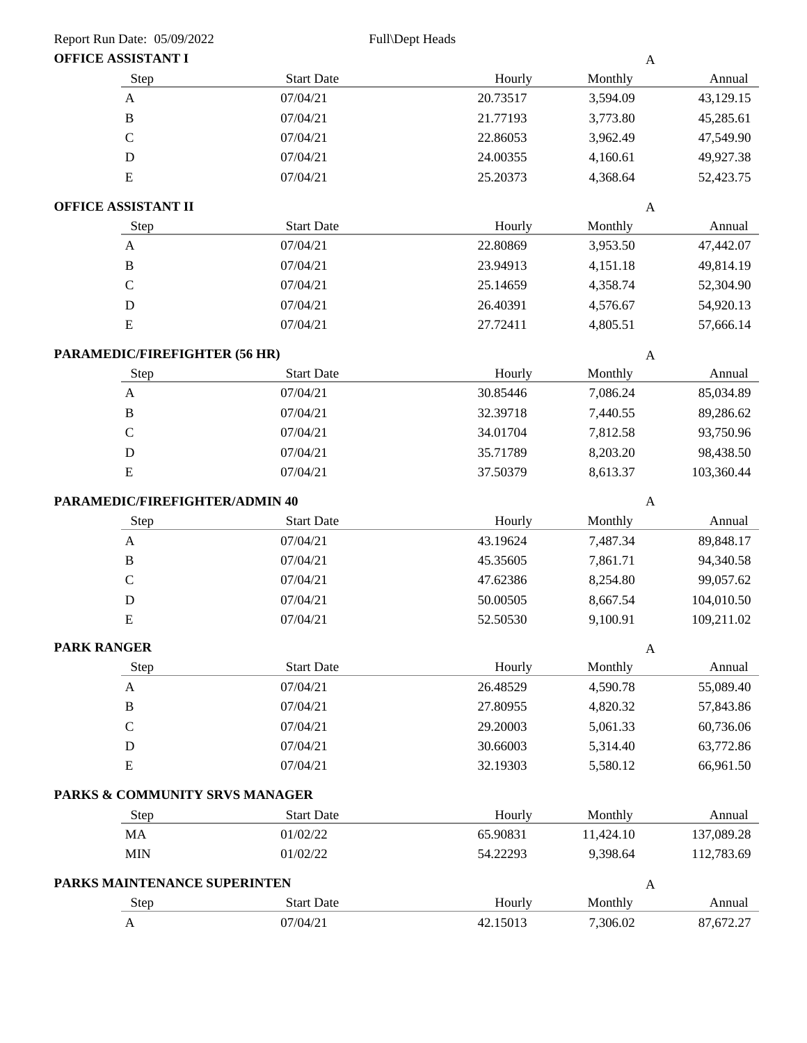### OFFICE ASSISTANT I

A

| Step | Start Date | Hourly | Monthly | Annual |
|---|---|---|---|---|
| A | 07/04/21 | 20.73517 | 3,594.09 | 43,129.15 |
| B | 07/04/21 | 21.77193 | 3,773.80 | 45,285.61 |
| C | 07/04/21 | 22.86053 | 3,962.49 | 47,549.90 |
| D | 07/04/21 | 24.00355 | 4,160.61 | 49,927.38 |
| E | 07/04/21 | 25.20373 | 4,368.64 | 52,423.75 |

### OFFICE ASSISTANT II

A

| Step | Start Date | Hourly | Monthly | Annual |
|---|---|---|---|---|
| A | 07/04/21 | 22.80869 | 3,953.50 | 47,442.07 |
| B | 07/04/21 | 23.94913 | 4,151.18 | 49,814.19 |
| C | 07/04/21 | 25.14659 | 4,358.74 | 52,304.90 |
| D | 07/04/21 | 26.40391 | 4,576.67 | 54,920.13 |
| E | 07/04/21 | 27.72411 | 4,805.51 | 57,666.14 |

### PARAMEDIC/FIREFIGHTER (56 HR)

A

| Step | Start Date | Hourly | Monthly | Annual |
|---|---|---|---|---|
| A | 07/04/21 | 30.85446 | 7,086.24 | 85,034.89 |
| B | 07/04/21 | 32.39718 | 7,440.55 | 89,286.62 |
| C | 07/04/21 | 34.01704 | 7,812.58 | 93,750.96 |
| D | 07/04/21 | 35.71789 | 8,203.20 | 98,438.50 |
| E | 07/04/21 | 37.50379 | 8,613.37 | 103,360.44 |

### PARAMEDIC/FIREFIGHTER/ADMIN 40

A

| Step | Start Date | Hourly | Monthly | Annual |
|---|---|---|---|---|
| A | 07/04/21 | 43.19624 | 7,487.34 | 89,848.17 |
| B | 07/04/21 | 45.35605 | 7,861.71 | 94,340.58 |
| C | 07/04/21 | 47.62386 | 8,254.80 | 99,057.62 |
| D | 07/04/21 | 50.00505 | 8,667.54 | 104,010.50 |
| E | 07/04/21 | 52.50530 | 9,100.91 | 109,211.02 |

### PARK RANGER

A

| Step | Start Date | Hourly | Monthly | Annual |
|---|---|---|---|---|
| A | 07/04/21 | 26.48529 | 4,590.78 | 55,089.40 |
| B | 07/04/21 | 27.80955 | 4,820.32 | 57,843.86 |
| C | 07/04/21 | 29.20003 | 5,061.33 | 60,736.06 |
| D | 07/04/21 | 30.66003 | 5,314.40 | 63,772.86 |
| E | 07/04/21 | 32.19303 | 5,580.12 | 66,961.50 |

### PARKS & COMMUNITY SRVS MANAGER

| Step | Start Date | Hourly | Monthly | Annual |
|---|---|---|---|---|
| MA | 01/02/22 | 65.90831 | 11,424.10 | 137,089.28 |
| MIN | 01/02/22 | 54.22293 | 9,398.64 | 112,783.69 |

### PARKS MAINTENANCE SUPERINTEN

A

| Step | Start Date | Hourly | Monthly | Annual |
|---|---|---|---|---|
| A | 07/04/21 | 42.15013 | 7,306.02 | 87,672.27 |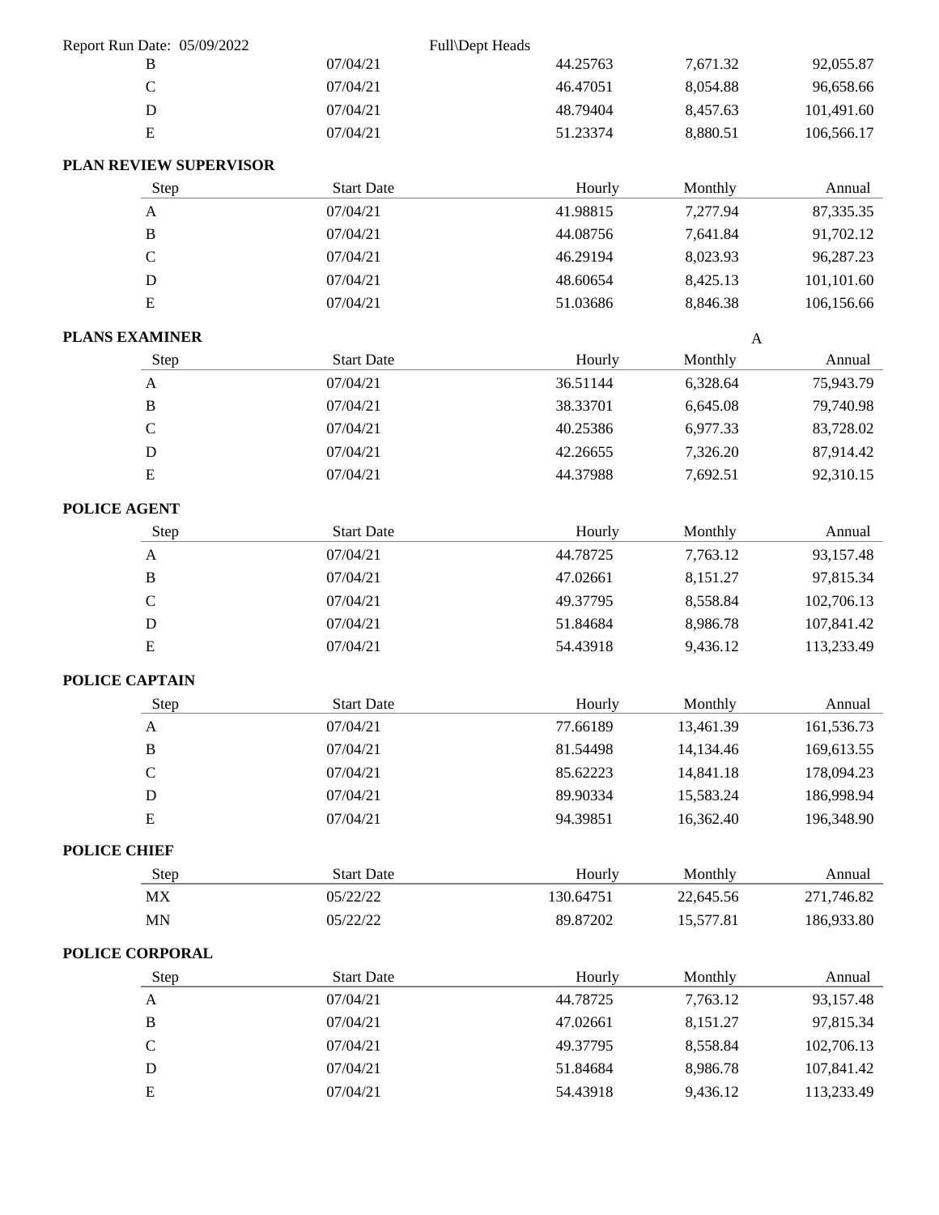| Step | Start Date | Hourly | Monthly | Annual |
|---|---|---|---|---|
| B | 07/04/21 | 44.25763 | 7,671.32 | 92,055.87 |
| C | 07/04/21 | 46.47051 | 8,054.88 | 96,658.66 |
| D | 07/04/21 | 48.79404 | 8,457.63 | 101,491.60 |
| E | 07/04/21 | 51.23374 | 8,880.51 | 106,566.17 |

**PLAN REVIEW SUPERVISOR**

| Step | Start Date | Hourly | Monthly | Annual |
|---|---|---|---|---|
| A | 07/04/21 | 41.98815 | 7,277.94 | 87,335.35 |
| B | 07/04/21 | 44.08756 | 7,641.84 | 91,702.12 |
| C | 07/04/21 | 46.29194 | 8,023.93 | 96,287.23 |
| D | 07/04/21 | 48.60654 | 8,425.13 | 101,101.60 |
| E | 07/04/21 | 51.03686 | 8,846.38 | 106,156.66 |

**PLANS EXAMINER** A

| Step | Start Date | Hourly | Monthly | Annual |
|---|---|---|---|---|
| A | 07/04/21 | 36.51144 | 6,328.64 | 75,943.79 |
| B | 07/04/21 | 38.33701 | 6,645.08 | 79,740.98 |
| C | 07/04/21 | 40.25386 | 6,977.33 | 83,728.02 |
| D | 07/04/21 | 42.26655 | 7,326.20 | 87,914.42 |
| E | 07/04/21 | 44.37988 | 7,692.51 | 92,310.15 |

**POLICE AGENT**

| Step | Start Date | Hourly | Monthly | Annual |
|---|---|---|---|---|
| A | 07/04/21 | 44.78725 | 7,763.12 | 93,157.48 |
| B | 07/04/21 | 47.02661 | 8,151.27 | 97,815.34 |
| C | 07/04/21 | 49.37795 | 8,558.84 | 102,706.13 |
| D | 07/04/21 | 51.84684 | 8,986.78 | 107,841.42 |
| E | 07/04/21 | 54.43918 | 9,436.12 | 113,233.49 |

**POLICE CAPTAIN**

| Step | Start Date | Hourly | Monthly | Annual |
|---|---|---|---|---|
| A | 07/04/21 | 77.66189 | 13,461.39 | 161,536.73 |
| B | 07/04/21 | 81.54498 | 14,134.46 | 169,613.55 |
| C | 07/04/21 | 85.62223 | 14,841.18 | 178,094.23 |
| D | 07/04/21 | 89.90334 | 15,583.24 | 186,998.94 |
| E | 07/04/21 | 94.39851 | 16,362.40 | 196,348.90 |

**POLICE CHIEF**

| Step | Start Date | Hourly | Monthly | Annual |
|---|---|---|---|---|
| MX | 05/22/22 | 130.64751 | 22,645.56 | 271,746.82 |
| MN | 05/22/22 | 89.87202 | 15,577.81 | 186,933.80 |

**POLICE CORPORAL**

| Step | Start Date | Hourly | Monthly | Annual |
|---|---|---|---|---|
| A | 07/04/21 | 44.78725 | 7,763.12 | 93,157.48 |
| B | 07/04/21 | 47.02661 | 8,151.27 | 97,815.34 |
| C | 07/04/21 | 49.37795 | 8,558.84 | 102,706.13 |
| D | 07/04/21 | 51.84684 | 8,986.78 | 107,841.42 |
| E | 07/04/21 | 54.43918 | 9,436.12 | 113,233.49 |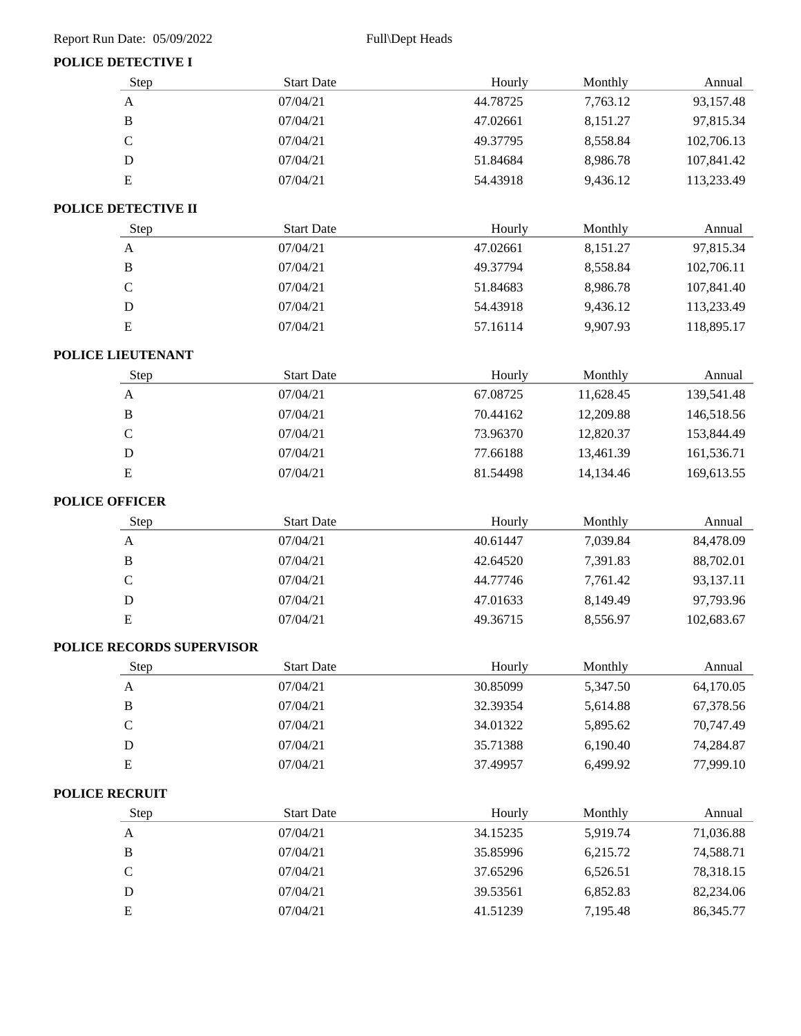Report Run Date: 05/09/2022 Full\Dept Heads

**POLICE DETECTIVE I**

| Step | Start Date | Hourly | Monthly | Annual |
|---|---|---|---|---|
| A | 07/04/21 | 44.78725 | 7,763.12 | 93,157.48 |
| B | 07/04/21 | 47.02661 | 8,151.27 | 97,815.34 |
| C | 07/04/21 | 49.37795 | 8,558.84 | 102,706.13 |
| D | 07/04/21 | 51.84684 | 8,986.78 | 107,841.42 |
| E | 07/04/21 | 54.43918 | 9,436.12 | 113,233.49 |

**POLICE DETECTIVE II**

| Step | Start Date | Hourly | Monthly | Annual |
|---|---|---|---|---|
| A | 07/04/21 | 47.02661 | 8,151.27 | 97,815.34 |
| B | 07/04/21 | 49.37794 | 8,558.84 | 102,706.11 |
| C | 07/04/21 | 51.84683 | 8,986.78 | 107,841.40 |
| D | 07/04/21 | 54.43918 | 9,436.12 | 113,233.49 |
| E | 07/04/21 | 57.16114 | 9,907.93 | 118,895.17 |

**POLICE LIEUTENANT**

| Step | Start Date | Hourly | Monthly | Annual |
|---|---|---|---|---|
| A | 07/04/21 | 67.08725 | 11,628.45 | 139,541.48 |
| B | 07/04/21 | 70.44162 | 12,209.88 | 146,518.56 |
| C | 07/04/21 | 73.96370 | 12,820.37 | 153,844.49 |
| D | 07/04/21 | 77.66188 | 13,461.39 | 161,536.71 |
| E | 07/04/21 | 81.54498 | 14,134.46 | 169,613.55 |

**POLICE OFFICER**

| Step | Start Date | Hourly | Monthly | Annual |
|---|---|---|---|---|
| A | 07/04/21 | 40.61447 | 7,039.84 | 84,478.09 |
| B | 07/04/21 | 42.64520 | 7,391.83 | 88,702.01 |
| C | 07/04/21 | 44.77746 | 7,761.42 | 93,137.11 |
| D | 07/04/21 | 47.01633 | 8,149.49 | 97,793.96 |
| E | 07/04/21 | 49.36715 | 8,556.97 | 102,683.67 |

**POLICE RECORDS SUPERVISOR**

| Step | Start Date | Hourly | Monthly | Annual |
|---|---|---|---|---|
| A | 07/04/21 | 30.85099 | 5,347.50 | 64,170.05 |
| B | 07/04/21 | 32.39354 | 5,614.88 | 67,378.56 |
| C | 07/04/21 | 34.01322 | 5,895.62 | 70,747.49 |
| D | 07/04/21 | 35.71388 | 6,190.40 | 74,284.87 |
| E | 07/04/21 | 37.49957 | 6,499.92 | 77,999.10 |

**POLICE RECRUIT**

| Step | Start Date | Hourly | Monthly | Annual |
|---|---|---|---|---|
| A | 07/04/21 | 34.15235 | 5,919.74 | 71,036.88 |
| B | 07/04/21 | 35.85996 | 6,215.72 | 74,588.71 |
| C | 07/04/21 | 37.65296 | 6,526.51 | 78,318.15 |
| D | 07/04/21 | 39.53561 | 6,852.83 | 82,234.06 |
| E | 07/04/21 | 41.51239 | 7,195.48 | 86,345.77 |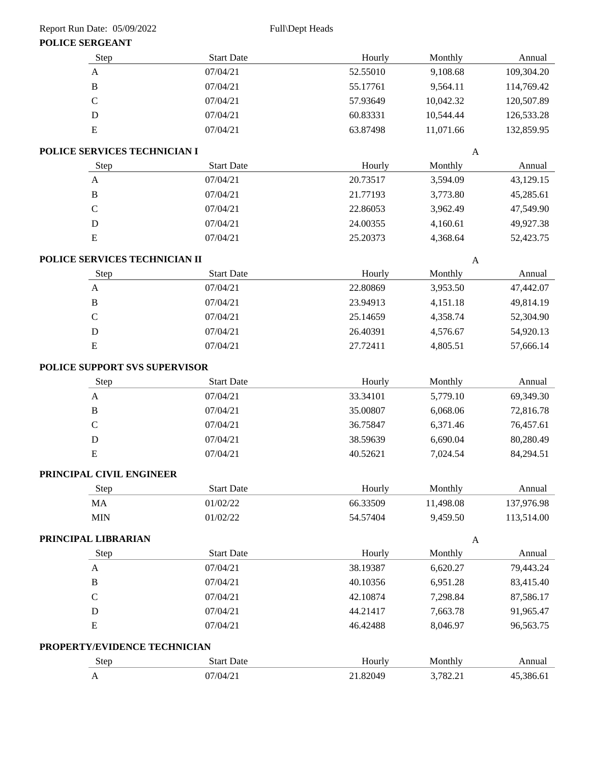Report Run Date: 05/09/2022 Full\Dept Heads

**POLICE SERGEANT**

| Step | Start Date | Hourly | Monthly | Annual |
|---|---|---|---|---|
| A | 07/04/21 | 52.55010 | 9,108.68 | 109,304.20 |
| B | 07/04/21 | 55.17761 | 9,564.11 | 114,769.42 |
| C | 07/04/21 | 57.93649 | 10,042.32 | 120,507.89 |
| D | 07/04/21 | 60.83331 | 10,544.44 | 126,533.28 |
| E | 07/04/21 | 63.87498 | 11,071.66 | 132,859.95 |

**POLICE SERVICES TECHNICIAN I** A

| Step | Start Date | Hourly | Monthly | Annual |
|---|---|---|---|---|
| A | 07/04/21 | 20.73517 | 3,594.09 | 43,129.15 |
| B | 07/04/21 | 21.77193 | 3,773.80 | 45,285.61 |
| C | 07/04/21 | 22.86053 | 3,962.49 | 47,549.90 |
| D | 07/04/21 | 24.00355 | 4,160.61 | 49,927.38 |
| E | 07/04/21 | 25.20373 | 4,368.64 | 52,423.75 |

**POLICE SERVICES TECHNICIAN II** A

| Step | Start Date | Hourly | Monthly | Annual |
|---|---|---|---|---|
| A | 07/04/21 | 22.80869 | 3,953.50 | 47,442.07 |
| B | 07/04/21 | 23.94913 | 4,151.18 | 49,814.19 |
| C | 07/04/21 | 25.14659 | 4,358.74 | 52,304.90 |
| D | 07/04/21 | 26.40391 | 4,576.67 | 54,920.13 |
| E | 07/04/21 | 27.72411 | 4,805.51 | 57,666.14 |

**POLICE SUPPORT SVS SUPERVISOR**

| Step | Start Date | Hourly | Monthly | Annual |
|---|---|---|---|---|
| A | 07/04/21 | 33.34101 | 5,779.10 | 69,349.30 |
| B | 07/04/21 | 35.00807 | 6,068.06 | 72,816.78 |
| C | 07/04/21 | 36.75847 | 6,371.46 | 76,457.61 |
| D | 07/04/21 | 38.59639 | 6,690.04 | 80,280.49 |
| E | 07/04/21 | 40.52621 | 7,024.54 | 84,294.51 |

**PRINCIPAL CIVIL ENGINEER**

| Step | Start Date | Hourly | Monthly | Annual |
|---|---|---|---|---|
| MA | 01/02/22 | 66.33509 | 11,498.08 | 137,976.98 |
| MIN | 01/02/22 | 54.57404 | 9,459.50 | 113,514.00 |

**PRINCIPAL LIBRARIAN** A

| Step | Start Date | Hourly | Monthly | Annual |
|---|---|---|---|---|
| A | 07/04/21 | 38.19387 | 6,620.27 | 79,443.24 |
| B | 07/04/21 | 40.10356 | 6,951.28 | 83,415.40 |
| C | 07/04/21 | 42.10874 | 7,298.84 | 87,586.17 |
| D | 07/04/21 | 44.21417 | 7,663.78 | 91,965.47 |
| E | 07/04/21 | 46.42488 | 8,046.97 | 96,563.75 |

**PROPERTY/EVIDENCE TECHNICIAN**

| Step | Start Date | Hourly | Monthly | Annual |
|---|---|---|---|---|
| A | 07/04/21 | 21.82049 | 3,782.21 | 45,386.61 |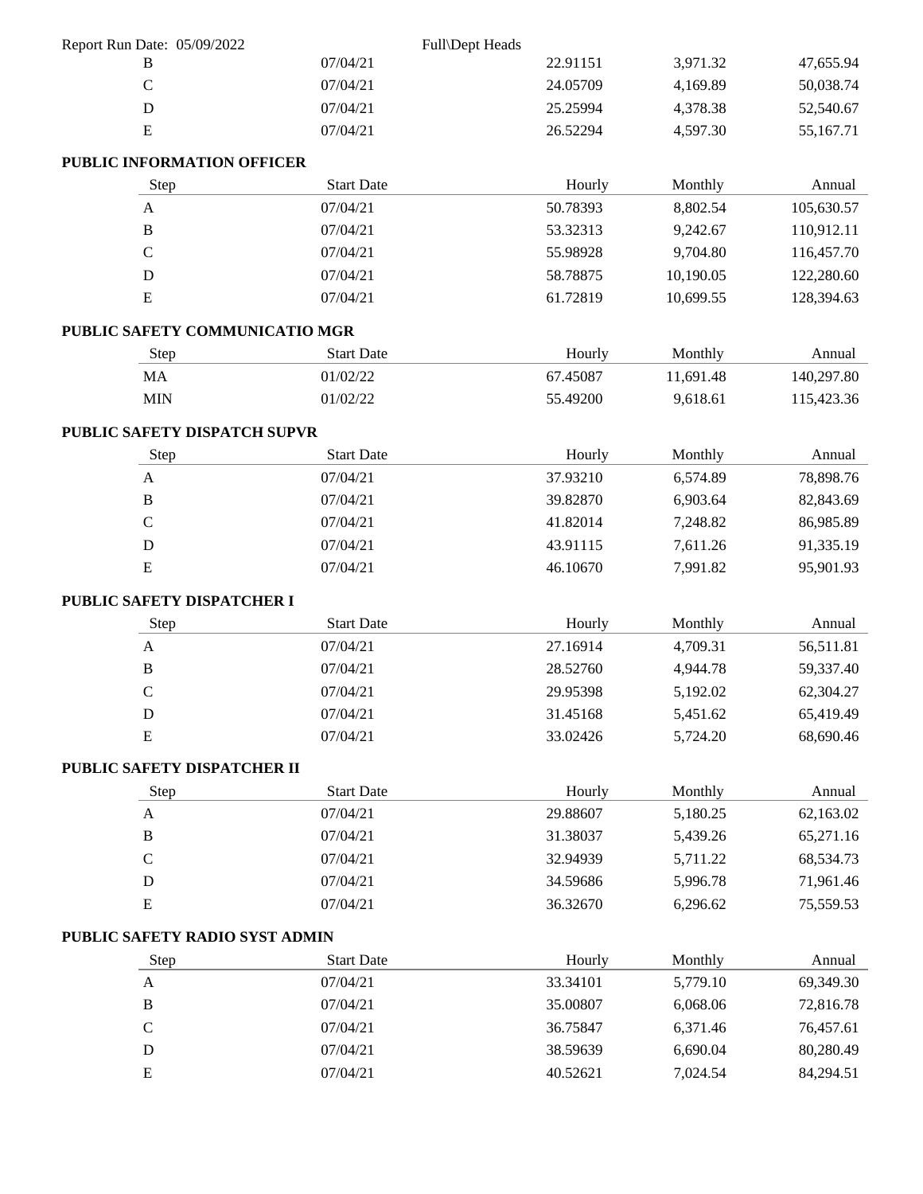| Step | Start Date | Hourly | Monthly | Annual |
|---|---|---|---|---|
| B | 07/04/21 | 22.91151 | 3,971.32 | 47,655.94 |
| C | 07/04/21 | 24.05709 | 4,169.89 | 50,038.74 |
| D | 07/04/21 | 25.25994 | 4,378.38 | 52,540.67 |
| E | 07/04/21 | 26.52294 | 4,597.30 | 55,167.71 |

**PUBLIC INFORMATION OFFICER**

| Step | Start Date | Hourly | Monthly | Annual |
|---|---|---|---|---|
| A | 07/04/21 | 50.78393 | 8,802.54 | 105,630.57 |
| B | 07/04/21 | 53.32313 | 9,242.67 | 110,912.11 |
| C | 07/04/21 | 55.98928 | 9,704.80 | 116,457.70 |
| D | 07/04/21 | 58.78875 | 10,190.05 | 122,280.60 |
| E | 07/04/21 | 61.72819 | 10,699.55 | 128,394.63 |

**PUBLIC SAFETY COMMUNICATIO MGR**

| Step | Start Date | Hourly | Monthly | Annual |
|---|---|---|---|---|
| MA | 01/02/22 | 67.45087 | 11,691.48 | 140,297.80 |
| MIN | 01/02/22 | 55.49200 | 9,618.61 | 115,423.36 |

**PUBLIC SAFETY DISPATCH SUPVR**

| Step | Start Date | Hourly | Monthly | Annual |
|---|---|---|---|---|
| A | 07/04/21 | 37.93210 | 6,574.89 | 78,898.76 |
| B | 07/04/21 | 39.82870 | 6,903.64 | 82,843.69 |
| C | 07/04/21 | 41.82014 | 7,248.82 | 86,985.89 |
| D | 07/04/21 | 43.91115 | 7,611.26 | 91,335.19 |
| E | 07/04/21 | 46.10670 | 7,991.82 | 95,901.93 |

**PUBLIC SAFETY DISPATCHER I**

| Step | Start Date | Hourly | Monthly | Annual |
|---|---|---|---|---|
| A | 07/04/21 | 27.16914 | 4,709.31 | 56,511.81 |
| B | 07/04/21 | 28.52760 | 4,944.78 | 59,337.40 |
| C | 07/04/21 | 29.95398 | 5,192.02 | 62,304.27 |
| D | 07/04/21 | 31.45168 | 5,451.62 | 65,419.49 |
| E | 07/04/21 | 33.02426 | 5,724.20 | 68,690.46 |

**PUBLIC SAFETY DISPATCHER II**

| Step | Start Date | Hourly | Monthly | Annual |
|---|---|---|---|---|
| A | 07/04/21 | 29.88607 | 5,180.25 | 62,163.02 |
| B | 07/04/21 | 31.38037 | 5,439.26 | 65,271.16 |
| C | 07/04/21 | 32.94939 | 5,711.22 | 68,534.73 |
| D | 07/04/21 | 34.59686 | 5,996.78 | 71,961.46 |
| E | 07/04/21 | 36.32670 | 6,296.62 | 75,559.53 |

**PUBLIC SAFETY RADIO SYST ADMIN**

| Step | Start Date | Hourly | Monthly | Annual |
|---|---|---|---|---|
| A | 07/04/21 | 33.34101 | 5,779.10 | 69,349.30 |
| B | 07/04/21 | 35.00807 | 6,068.06 | 72,816.78 |
| C | 07/04/21 | 36.75847 | 6,371.46 | 76,457.61 |
| D | 07/04/21 | 38.59639 | 6,690.04 | 80,280.49 |
| E | 07/04/21 | 40.52621 | 7,024.54 | 84,294.51 |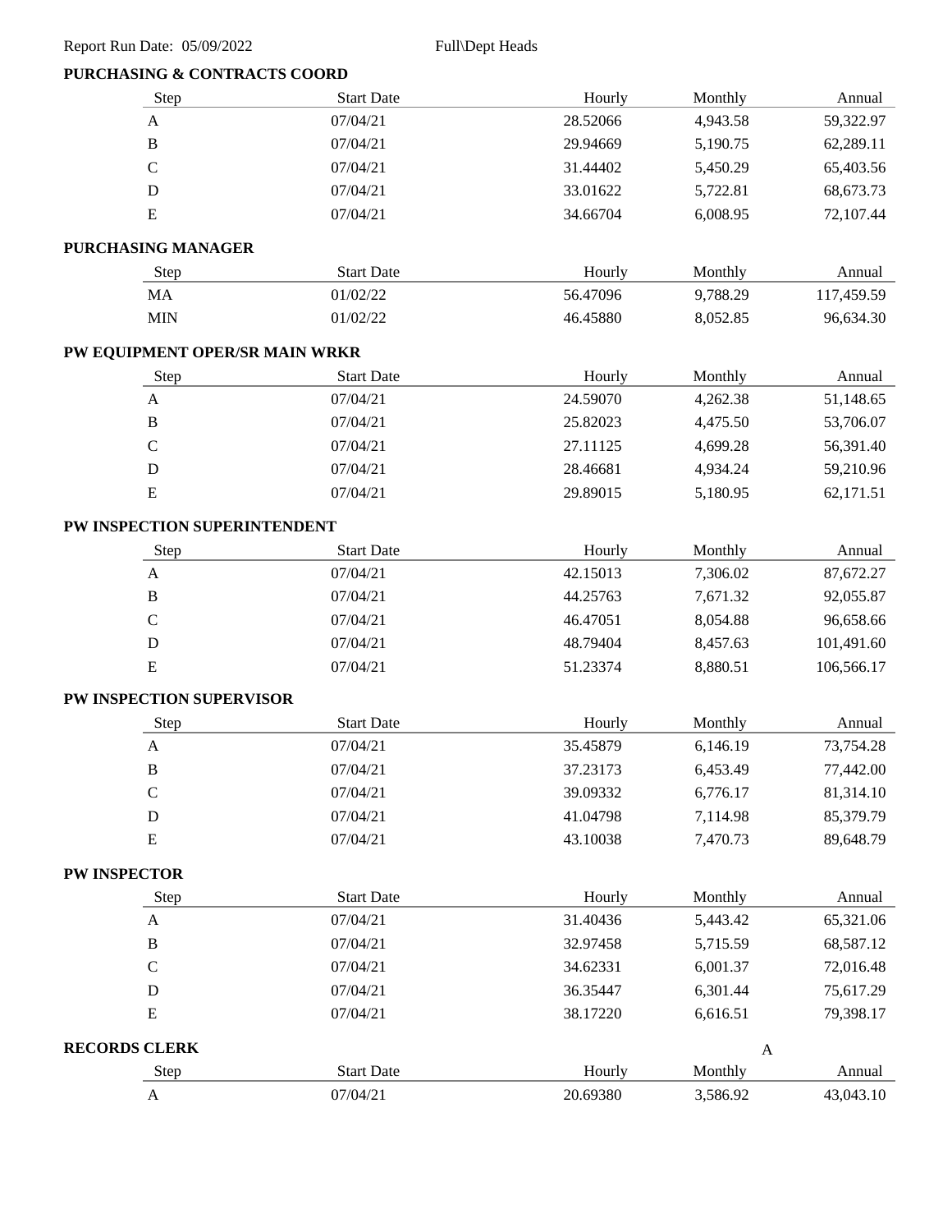Report Run Date: 05/09/2022 Full\Dept Heads

**PURCHASING & CONTRACTS COORD**

| Step | Start Date | Hourly | Monthly | Annual |
|---|---|---|---|---|
| A | 07/04/21 | 28.52066 | 4,943.58 | 59,322.97 |
| B | 07/04/21 | 29.94669 | 5,190.75 | 62,289.11 |
| C | 07/04/21 | 31.44402 | 5,450.29 | 65,403.56 |
| D | 07/04/21 | 33.01622 | 5,722.81 | 68,673.73 |
| E | 07/04/21 | 34.66704 | 6,008.95 | 72,107.44 |

**PURCHASING MANAGER**

| Step | Start Date | Hourly | Monthly | Annual |
|---|---|---|---|---|
| MA | 01/02/22 | 56.47096 | 9,788.29 | 117,459.59 |
| MIN | 01/02/22 | 46.45880 | 8,052.85 | 96,634.30 |

**PW EQUIPMENT OPER/SR MAIN WRKR**

| Step | Start Date | Hourly | Monthly | Annual |
|---|---|---|---|---|
| A | 07/04/21 | 24.59070 | 4,262.38 | 51,148.65 |
| B | 07/04/21 | 25.82023 | 4,475.50 | 53,706.07 |
| C | 07/04/21 | 27.11125 | 4,699.28 | 56,391.40 |
| D | 07/04/21 | 28.46681 | 4,934.24 | 59,210.96 |
| E | 07/04/21 | 29.89015 | 5,180.95 | 62,171.51 |

**PW INSPECTION SUPERINTENDENT**

| Step | Start Date | Hourly | Monthly | Annual |
|---|---|---|---|---|
| A | 07/04/21 | 42.15013 | 7,306.02 | 87,672.27 |
| B | 07/04/21 | 44.25763 | 7,671.32 | 92,055.87 |
| C | 07/04/21 | 46.47051 | 8,054.88 | 96,658.66 |
| D | 07/04/21 | 48.79404 | 8,457.63 | 101,491.60 |
| E | 07/04/21 | 51.23374 | 8,880.51 | 106,566.17 |

**PW INSPECTION SUPERVISOR**

| Step | Start Date | Hourly | Monthly | Annual |
|---|---|---|---|---|
| A | 07/04/21 | 35.45879 | 6,146.19 | 73,754.28 |
| B | 07/04/21 | 37.23173 | 6,453.49 | 77,442.00 |
| C | 07/04/21 | 39.09332 | 6,776.17 | 81,314.10 |
| D | 07/04/21 | 41.04798 | 7,114.98 | 85,379.79 |
| E | 07/04/21 | 43.10038 | 7,470.73 | 89,648.79 |

**PW INSPECTOR**

| Step | Start Date | Hourly | Monthly | Annual |
|---|---|---|---|---|
| A | 07/04/21 | 31.40436 | 5,443.42 | 65,321.06 |
| B | 07/04/21 | 32.97458 | 5,715.59 | 68,587.12 |
| C | 07/04/21 | 34.62331 | 6,001.37 | 72,016.48 |
| D | 07/04/21 | 36.35447 | 6,301.44 | 75,617.29 |
| E | 07/04/21 | 38.17220 | 6,616.51 | 79,398.17 |

**RECORDS CLERK** A

| Step | Start Date | Hourly | Monthly | Annual |
|---|---|---|---|---|
| A | 07/04/21 | 20.69380 | 3,586.92 | 43,043.10 |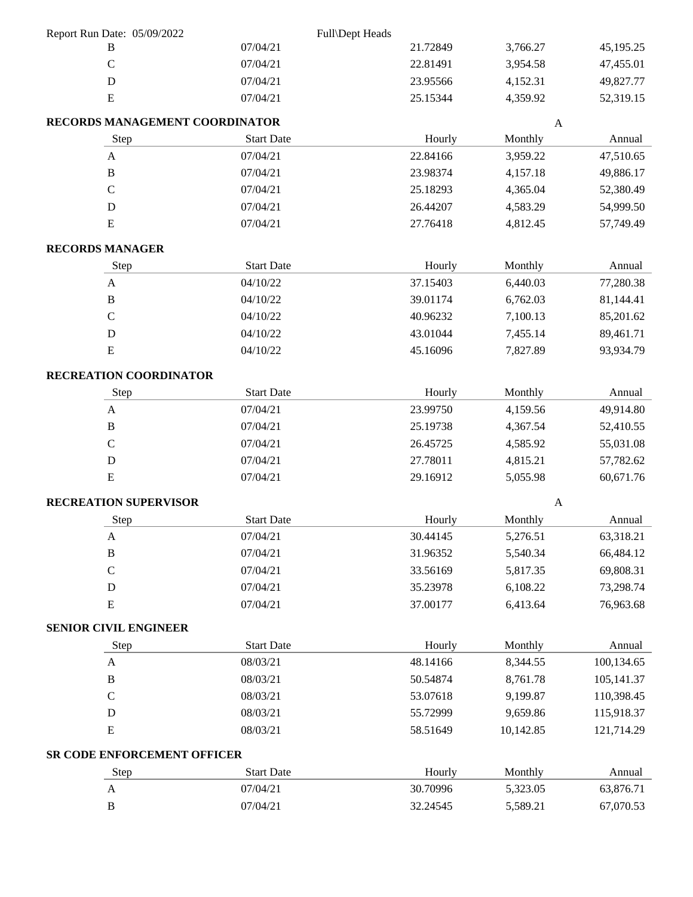| Step | Start Date | Hourly | Monthly | Annual |
|---|---|---|---|---|
| B | 07/04/21 | 21.72849 | 3,766.27 | 45,195.25 |
| C | 07/04/21 | 22.81491 | 3,954.58 | 47,455.01 |
| D | 07/04/21 | 23.95566 | 4,152.31 | 49,827.77 |
| E | 07/04/21 | 25.15344 | 4,359.92 | 52,319.15 |

**RECORDS MANAGEMENT COORDINATOR** A

| Step | Start Date | Hourly | Monthly | Annual |
|---|---|---|---|---|
| A | 07/04/21 | 22.84166 | 3,959.22 | 47,510.65 |
| B | 07/04/21 | 23.98374 | 4,157.18 | 49,886.17 |
| C | 07/04/21 | 25.18293 | 4,365.04 | 52,380.49 |
| D | 07/04/21 | 26.44207 | 4,583.29 | 54,999.50 |
| E | 07/04/21 | 27.76418 | 4,812.45 | 57,749.49 |

**RECORDS MANAGER**

| Step | Start Date | Hourly | Monthly | Annual |
|---|---|---|---|---|
| A | 04/10/22 | 37.15403 | 6,440.03 | 77,280.38 |
| B | 04/10/22 | 39.01174 | 6,762.03 | 81,144.41 |
| C | 04/10/22 | 40.96232 | 7,100.13 | 85,201.62 |
| D | 04/10/22 | 43.01044 | 7,455.14 | 89,461.71 |
| E | 04/10/22 | 45.16096 | 7,827.89 | 93,934.79 |

**RECREATION COORDINATOR**

| Step | Start Date | Hourly | Monthly | Annual |
|---|---|---|---|---|
| A | 07/04/21 | 23.99750 | 4,159.56 | 49,914.80 |
| B | 07/04/21 | 25.19738 | 4,367.54 | 52,410.55 |
| C | 07/04/21 | 26.45725 | 4,585.92 | 55,031.08 |
| D | 07/04/21 | 27.78011 | 4,815.21 | 57,782.62 |
| E | 07/04/21 | 29.16912 | 5,055.98 | 60,671.76 |

**RECREATION SUPERVISOR** A

| Step | Start Date | Hourly | Monthly | Annual |
|---|---|---|---|---|
| A | 07/04/21 | 30.44145 | 5,276.51 | 63,318.21 |
| B | 07/04/21 | 31.96352 | 5,540.34 | 66,484.12 |
| C | 07/04/21 | 33.56169 | 5,817.35 | 69,808.31 |
| D | 07/04/21 | 35.23978 | 6,108.22 | 73,298.74 |
| E | 07/04/21 | 37.00177 | 6,413.64 | 76,963.68 |

**SENIOR CIVIL ENGINEER**

| Step | Start Date | Hourly | Monthly | Annual |
|---|---|---|---|---|
| A | 08/03/21 | 48.14166 | 8,344.55 | 100,134.65 |
| B | 08/03/21 | 50.54874 | 8,761.78 | 105,141.37 |
| C | 08/03/21 | 53.07618 | 9,199.87 | 110,398.45 |
| D | 08/03/21 | 55.72999 | 9,659.86 | 115,918.37 |
| E | 08/03/21 | 58.51649 | 10,142.85 | 121,714.29 |

**SR CODE ENFORCEMENT OFFICER**

| Step | Start Date | Hourly | Monthly | Annual |
|---|---|---|---|---|
| A | 07/04/21 | 30.70996 | 5,323.05 | 63,876.71 |
| B | 07/04/21 | 32.24545 | 5,589.21 | 67,070.53 |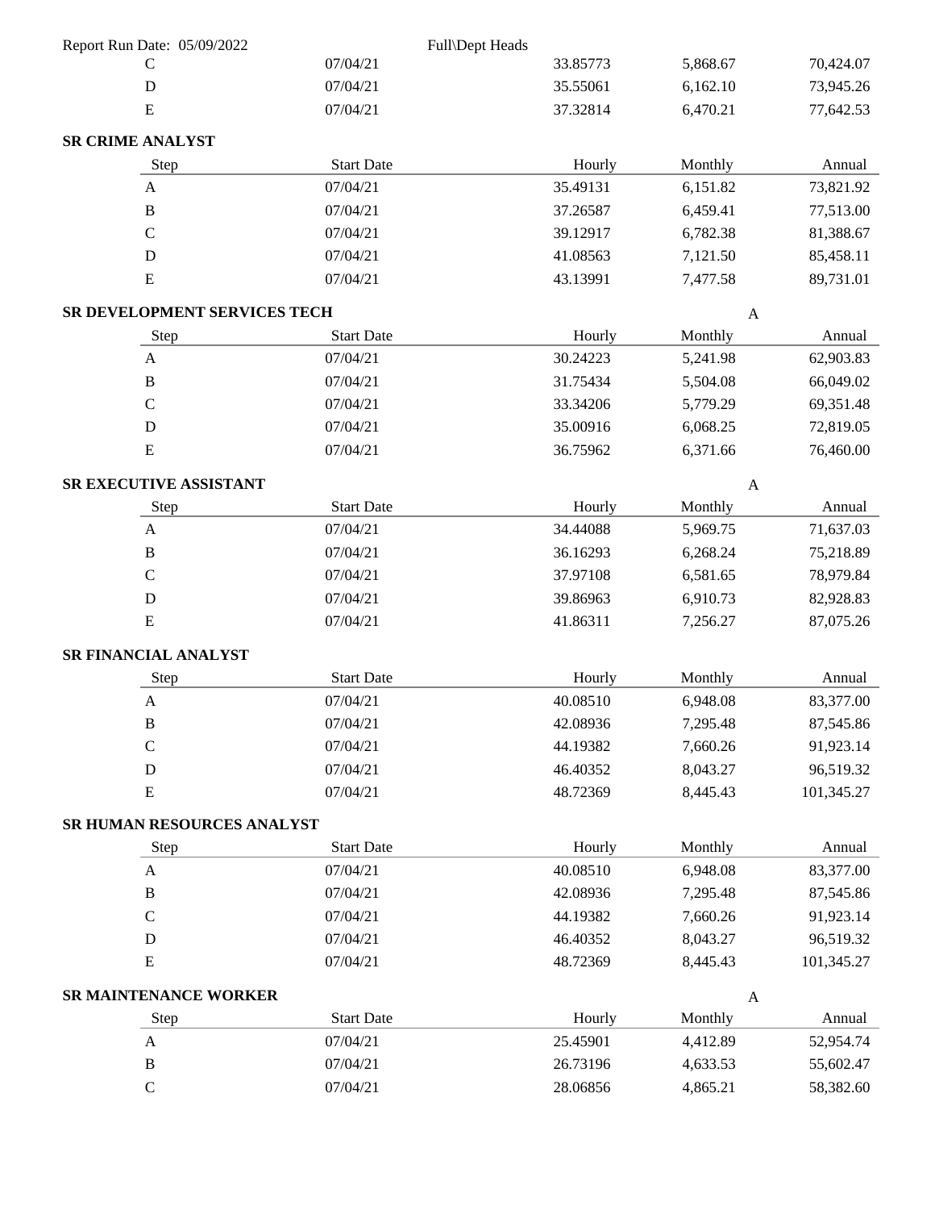| | | | | |
|---|---|---|---|---|
| C | 07/04/21 | 33.85773 | 5,868.67 | 70,424.07 |
| D | 07/04/21 | 35.55061 | 6,162.10 | 73,945.26 |
| E | 07/04/21 | 37.32814 | 6,470.21 | 77,642.53 |

**SR CRIME ANALYST**

| Step | Start Date | Hourly | Monthly | Annual |
|---|---|---|---|---|
| A | 07/04/21 | 35.49131 | 6,151.82 | 73,821.92 |
| B | 07/04/21 | 37.26587 | 6,459.41 | 77,513.00 |
| C | 07/04/21 | 39.12917 | 6,782.38 | 81,388.67 |
| D | 07/04/21 | 41.08563 | 7,121.50 | 85,458.11 |
| E | 07/04/21 | 43.13991 | 7,477.58 | 89,731.01 |

**SR DEVELOPMENT SERVICES TECH** A

| Step | Start Date | Hourly | Monthly | Annual |
|---|---|---|---|---|
| A | 07/04/21 | 30.24223 | 5,241.98 | 62,903.83 |
| B | 07/04/21 | 31.75434 | 5,504.08 | 66,049.02 |
| C | 07/04/21 | 33.34206 | 5,779.29 | 69,351.48 |
| D | 07/04/21 | 35.00916 | 6,068.25 | 72,819.05 |
| E | 07/04/21 | 36.75962 | 6,371.66 | 76,460.00 |

**SR EXECUTIVE ASSISTANT** A

| Step | Start Date | Hourly | Monthly | Annual |
|---|---|---|---|---|
| A | 07/04/21 | 34.44088 | 5,969.75 | 71,637.03 |
| B | 07/04/21 | 36.16293 | 6,268.24 | 75,218.89 |
| C | 07/04/21 | 37.97108 | 6,581.65 | 78,979.84 |
| D | 07/04/21 | 39.86963 | 6,910.73 | 82,928.83 |
| E | 07/04/21 | 41.86311 | 7,256.27 | 87,075.26 |

**SR FINANCIAL ANALYST**

| Step | Start Date | Hourly | Monthly | Annual |
|---|---|---|---|---|
| A | 07/04/21 | 40.08510 | 6,948.08 | 83,377.00 |
| B | 07/04/21 | 42.08936 | 7,295.48 | 87,545.86 |
| C | 07/04/21 | 44.19382 | 7,660.26 | 91,923.14 |
| D | 07/04/21 | 46.40352 | 8,043.27 | 96,519.32 |
| E | 07/04/21 | 48.72369 | 8,445.43 | 101,345.27 |

**SR HUMAN RESOURCES ANALYST**

| Step | Start Date | Hourly | Monthly | Annual |
|---|---|---|---|---|
| A | 07/04/21 | 40.08510 | 6,948.08 | 83,377.00 |
| B | 07/04/21 | 42.08936 | 7,295.48 | 87,545.86 |
| C | 07/04/21 | 44.19382 | 7,660.26 | 91,923.14 |
| D | 07/04/21 | 46.40352 | 8,043.27 | 96,519.32 |
| E | 07/04/21 | 48.72369 | 8,445.43 | 101,345.27 |

**SR MAINTENANCE WORKER** A

| Step | Start Date | Hourly | Monthly | Annual |
|---|---|---|---|---|
| A | 07/04/21 | 25.45901 | 4,412.89 | 52,954.74 |
| B | 07/04/21 | 26.73196 | 4,633.53 | 55,602.47 |
| C | 07/04/21 | 28.06856 | 4,865.21 | 58,382.60 |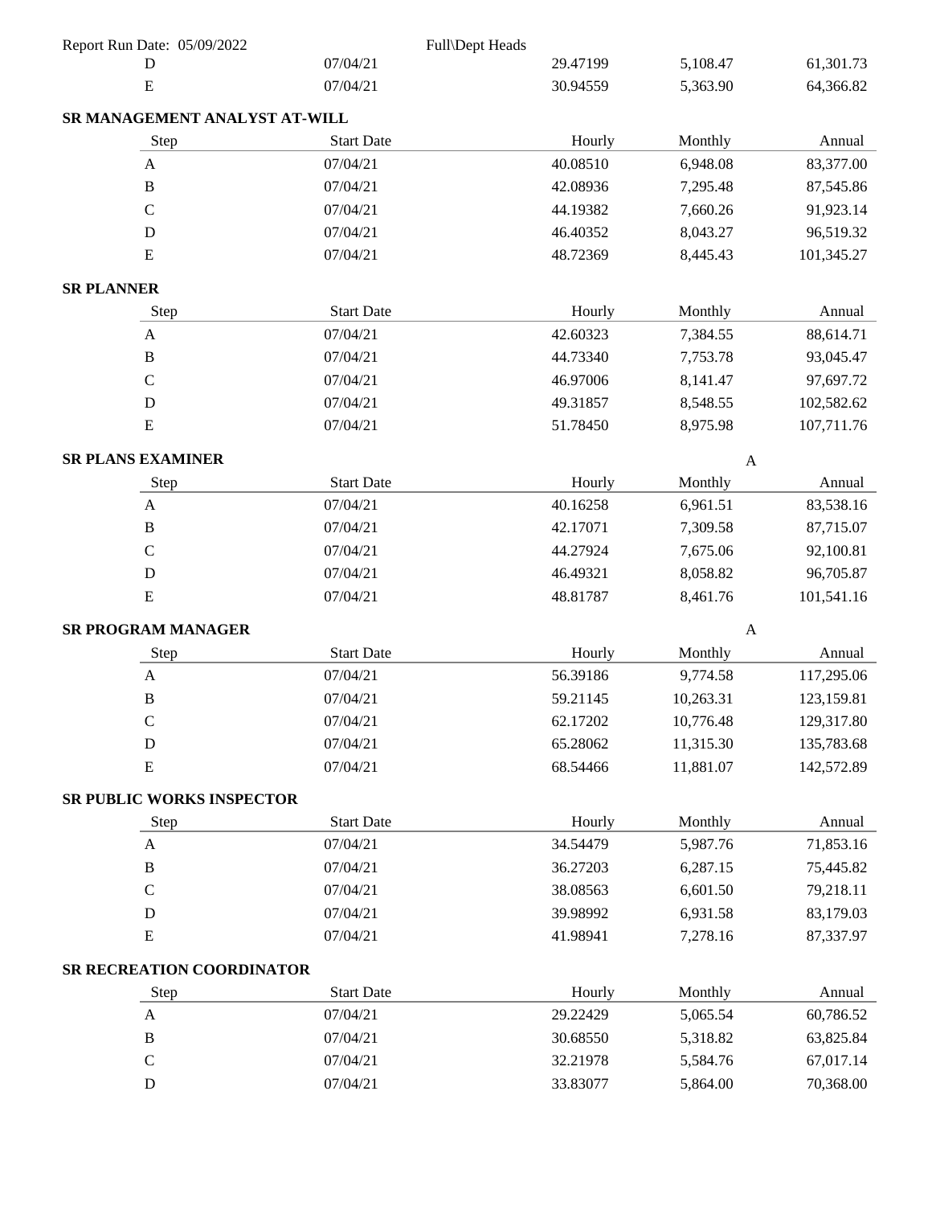| | Start Date | Hourly | Monthly | Annual |
|---|---|---|---|---|
| D | 07/04/21 | 29.47199 | 5,108.47 | 61,301.73 |
| E | 07/04/21 | 30.94559 | 5,363.90 | 64,366.82 |

**SR MANAGEMENT ANALYST AT-WILL**

| Step | Start Date | Hourly | Monthly | Annual |
|---|---|---|---|---|
| A | 07/04/21 | 40.08510 | 6,948.08 | 83,377.00 |
| B | 07/04/21 | 42.08936 | 7,295.48 | 87,545.86 |
| C | 07/04/21 | 44.19382 | 7,660.26 | 91,923.14 |
| D | 07/04/21 | 46.40352 | 8,043.27 | 96,519.32 |
| E | 07/04/21 | 48.72369 | 8,445.43 | 101,345.27 |

**SR PLANNER**

| Step | Start Date | Hourly | Monthly | Annual |
|---|---|---|---|---|
| A | 07/04/21 | 42.60323 | 7,384.55 | 88,614.71 |
| B | 07/04/21 | 44.73340 | 7,753.78 | 93,045.47 |
| C | 07/04/21 | 46.97006 | 8,141.47 | 97,697.72 |
| D | 07/04/21 | 49.31857 | 8,548.55 | 102,582.62 |
| E | 07/04/21 | 51.78450 | 8,975.98 | 107,711.76 |

**SR PLANS EXAMINER** A

| Step | Start Date | Hourly | Monthly | Annual |
|---|---|---|---|---|
| A | 07/04/21 | 40.16258 | 6,961.51 | 83,538.16 |
| B | 07/04/21 | 42.17071 | 7,309.58 | 87,715.07 |
| C | 07/04/21 | 44.27924 | 7,675.06 | 92,100.81 |
| D | 07/04/21 | 46.49321 | 8,058.82 | 96,705.87 |
| E | 07/04/21 | 48.81787 | 8,461.76 | 101,541.16 |

**SR PROGRAM MANAGER** A

| Step | Start Date | Hourly | Monthly | Annual |
|---|---|---|---|---|
| A | 07/04/21 | 56.39186 | 9,774.58 | 117,295.06 |
| B | 07/04/21 | 59.21145 | 10,263.31 | 123,159.81 |
| C | 07/04/21 | 62.17202 | 10,776.48 | 129,317.80 |
| D | 07/04/21 | 65.28062 | 11,315.30 | 135,783.68 |
| E | 07/04/21 | 68.54466 | 11,881.07 | 142,572.89 |

**SR PUBLIC WORKS INSPECTOR**

| Step | Start Date | Hourly | Monthly | Annual |
|---|---|---|---|---|
| A | 07/04/21 | 34.54479 | 5,987.76 | 71,853.16 |
| B | 07/04/21 | 36.27203 | 6,287.15 | 75,445.82 |
| C | 07/04/21 | 38.08563 | 6,601.50 | 79,218.11 |
| D | 07/04/21 | 39.98992 | 6,931.58 | 83,179.03 |
| E | 07/04/21 | 41.98941 | 7,278.16 | 87,337.97 |

**SR RECREATION COORDINATOR**

| Step | Start Date | Hourly | Monthly | Annual |
|---|---|---|---|---|
| A | 07/04/21 | 29.22429 | 5,065.54 | 60,786.52 |
| B | 07/04/21 | 30.68550 | 5,318.82 | 63,825.84 |
| C | 07/04/21 | 32.21978 | 5,584.76 | 67,017.14 |
| D | 07/04/21 | 33.83077 | 5,864.00 | 70,368.00 |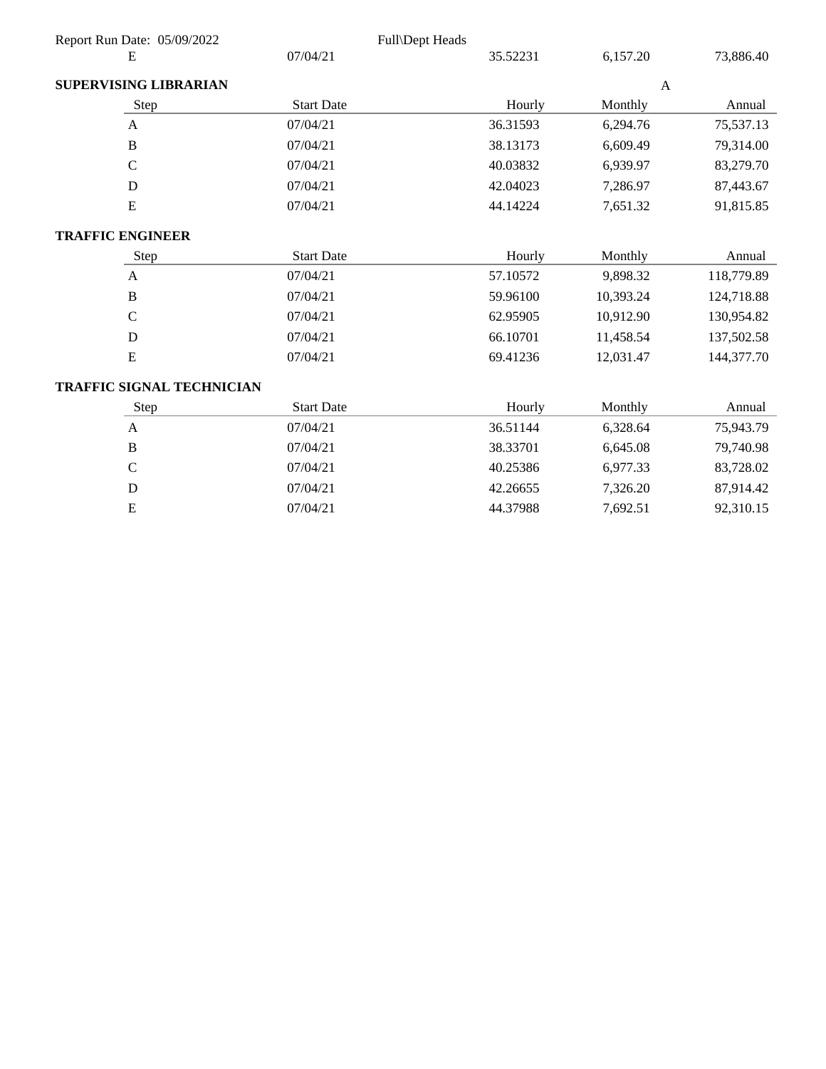| E | 07/04/21 | 35.52231 | 6,157.20 | 73,886.40 |
|---|---|---|---|---|

**SUPERVISING LIBRARIAN** A

| Step | Start Date | Hourly | Monthly | Annual |
|---|---|---|---|---|
| A | 07/04/21 | 36.31593 | 6,294.76 | 75,537.13 |
| B | 07/04/21 | 38.13173 | 6,609.49 | 79,314.00 |
| C | 07/04/21 | 40.03832 | 6,939.97 | 83,279.70 |
| D | 07/04/21 | 42.04023 | 7,286.97 | 87,443.67 |
| E | 07/04/21 | 44.14224 | 7,651.32 | 91,815.85 |

**TRAFFIC ENGINEER**

| Step | Start Date | Hourly | Monthly | Annual |
|---|---|---|---|---|
| A | 07/04/21 | 57.10572 | 9,898.32 | 118,779.89 |
| B | 07/04/21 | 59.96100 | 10,393.24 | 124,718.88 |
| C | 07/04/21 | 62.95905 | 10,912.90 | 130,954.82 |
| D | 07/04/21 | 66.10701 | 11,458.54 | 137,502.58 |
| E | 07/04/21 | 69.41236 | 12,031.47 | 144,377.70 |

**TRAFFIC SIGNAL TECHNICIAN**

| Step | Start Date | Hourly | Monthly | Annual |
|---|---|---|---|---|
| A | 07/04/21 | 36.51144 | 6,328.64 | 75,943.79 |
| B | 07/04/21 | 38.33701 | 6,645.08 | 79,740.98 |
| C | 07/04/21 | 40.25386 | 6,977.33 | 83,728.02 |
| D | 07/04/21 | 42.26655 | 7,326.20 | 87,914.42 |
| E | 07/04/21 | 44.37988 | 7,692.51 | 92,310.15 |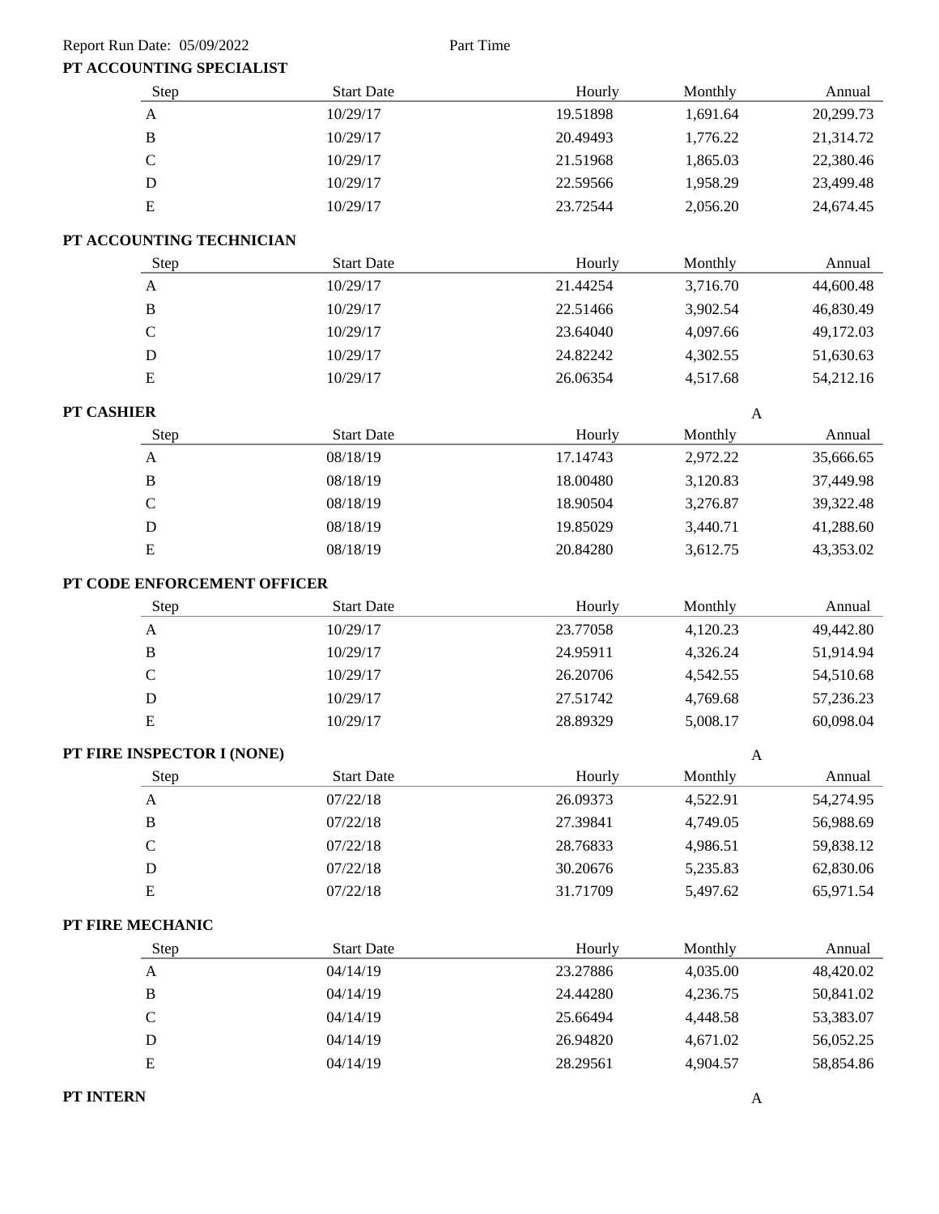Report Run Date: 05/09/2022 Part Time

**PT ACCOUNTING SPECIALIST**

| Step | Start Date | Hourly | Monthly | Annual |
|---|---|---|---|---|
| A | 10/29/17 | 19.51898 | 1,691.64 | 20,299.73 |
| B | 10/29/17 | 20.49493 | 1,776.22 | 21,314.72 |
| C | 10/29/17 | 21.51968 | 1,865.03 | 22,380.46 |
| D | 10/29/17 | 22.59566 | 1,958.29 | 23,499.48 |
| E | 10/29/17 | 23.72544 | 2,056.20 | 24,674.45 |

**PT ACCOUNTING TECHNICIAN**

| Step | Start Date | Hourly | Monthly | Annual |
|---|---|---|---|---|
| A | 10/29/17 | 21.44254 | 3,716.70 | 44,600.48 |
| B | 10/29/17 | 22.51466 | 3,902.54 | 46,830.49 |
| C | 10/29/17 | 23.64040 | 4,097.66 | 49,172.03 |
| D | 10/29/17 | 24.82242 | 4,302.55 | 51,630.63 |
| E | 10/29/17 | 26.06354 | 4,517.68 | 54,212.16 |

**PT CASHIER** A

| Step | Start Date | Hourly | Monthly | Annual |
|---|---|---|---|---|
| A | 08/18/19 | 17.14743 | 2,972.22 | 35,666.65 |
| B | 08/18/19 | 18.00480 | 3,120.83 | 37,449.98 |
| C | 08/18/19 | 18.90504 | 3,276.87 | 39,322.48 |
| D | 08/18/19 | 19.85029 | 3,440.71 | 41,288.60 |
| E | 08/18/19 | 20.84280 | 3,612.75 | 43,353.02 |

**PT CODE ENFORCEMENT OFFICER**

| Step | Start Date | Hourly | Monthly | Annual |
|---|---|---|---|---|
| A | 10/29/17 | 23.77058 | 4,120.23 | 49,442.80 |
| B | 10/29/17 | 24.95911 | 4,326.24 | 51,914.94 |
| C | 10/29/17 | 26.20706 | 4,542.55 | 54,510.68 |
| D | 10/29/17 | 27.51742 | 4,769.68 | 57,236.23 |
| E | 10/29/17 | 28.89329 | 5,008.17 | 60,098.04 |

**PT FIRE INSPECTOR I (NONE)** A

| Step | Start Date | Hourly | Monthly | Annual |
|---|---|---|---|---|
| A | 07/22/18 | 26.09373 | 4,522.91 | 54,274.95 |
| B | 07/22/18 | 27.39841 | 4,749.05 | 56,988.69 |
| C | 07/22/18 | 28.76833 | 4,986.51 | 59,838.12 |
| D | 07/22/18 | 30.20676 | 5,235.83 | 62,830.06 |
| E | 07/22/18 | 31.71709 | 5,497.62 | 65,971.54 |

**PT FIRE MECHANIC**

| Step | Start Date | Hourly | Monthly | Annual |
|---|---|---|---|---|
| A | 04/14/19 | 23.27886 | 4,035.00 | 48,420.02 |
| B | 04/14/19 | 24.44280 | 4,236.75 | 50,841.02 |
| C | 04/14/19 | 25.66494 | 4,448.58 | 53,383.07 |
| D | 04/14/19 | 26.94820 | 4,671.02 | 56,052.25 |
| E | 04/14/19 | 28.29561 | 4,904.57 | 58,854.86 |

**PT INTERN** A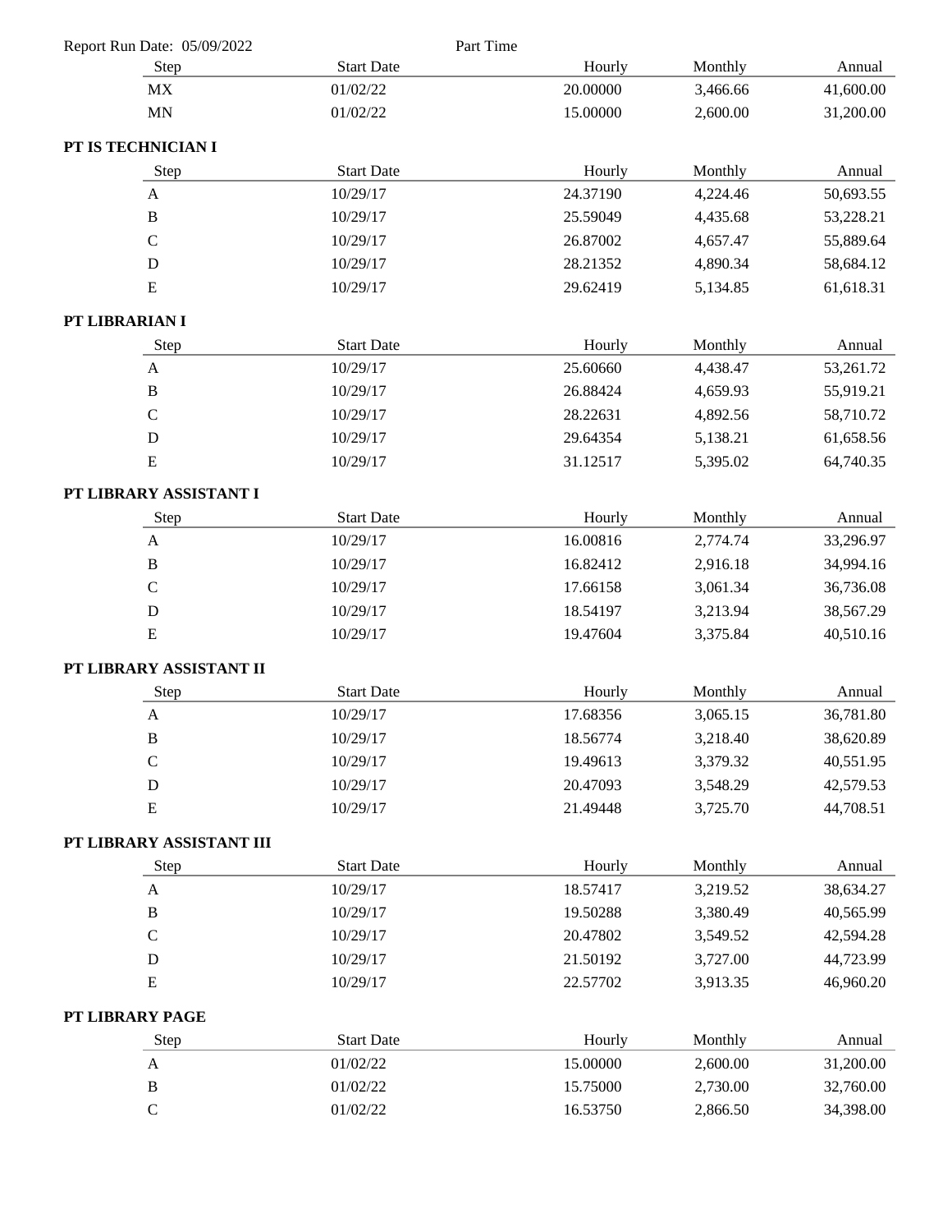Report Run Date: 05/09/2022 Part Time

| Step | Start Date | Hourly | Monthly | Annual |
|---|---|---|---|---|
| MX | 01/02/22 | 20.00000 | 3,466.66 | 41,600.00 |
| MN | 01/02/22 | 15.00000 | 2,600.00 | 31,200.00 |

**PT IS TECHNICIAN I**

| Step | Start Date | Hourly | Monthly | Annual |
|---|---|---|---|---|
| A | 10/29/17 | 24.37190 | 4,224.46 | 50,693.55 |
| B | 10/29/17 | 25.59049 | 4,435.68 | 53,228.21 |
| C | 10/29/17 | 26.87002 | 4,657.47 | 55,889.64 |
| D | 10/29/17 | 28.21352 | 4,890.34 | 58,684.12 |
| E | 10/29/17 | 29.62419 | 5,134.85 | 61,618.31 |

**PT LIBRARIAN I**

| Step | Start Date | Hourly | Monthly | Annual |
|---|---|---|---|---|
| A | 10/29/17 | 25.60660 | 4,438.47 | 53,261.72 |
| B | 10/29/17 | 26.88424 | 4,659.93 | 55,919.21 |
| C | 10/29/17 | 28.22631 | 4,892.56 | 58,710.72 |
| D | 10/29/17 | 29.64354 | 5,138.21 | 61,658.56 |
| E | 10/29/17 | 31.12517 | 5,395.02 | 64,740.35 |

**PT LIBRARY ASSISTANT I**

| Step | Start Date | Hourly | Monthly | Annual |
|---|---|---|---|---|
| A | 10/29/17 | 16.00816 | 2,774.74 | 33,296.97 |
| B | 10/29/17 | 16.82412 | 2,916.18 | 34,994.16 |
| C | 10/29/17 | 17.66158 | 3,061.34 | 36,736.08 |
| D | 10/29/17 | 18.54197 | 3,213.94 | 38,567.29 |
| E | 10/29/17 | 19.47604 | 3,375.84 | 40,510.16 |

**PT LIBRARY ASSISTANT II**

| Step | Start Date | Hourly | Monthly | Annual |
|---|---|---|---|---|
| A | 10/29/17 | 17.68356 | 3,065.15 | 36,781.80 |
| B | 10/29/17 | 18.56774 | 3,218.40 | 38,620.89 |
| C | 10/29/17 | 19.49613 | 3,379.32 | 40,551.95 |
| D | 10/29/17 | 20.47093 | 3,548.29 | 42,579.53 |
| E | 10/29/17 | 21.49448 | 3,725.70 | 44,708.51 |

**PT LIBRARY ASSISTANT III**

| Step | Start Date | Hourly | Monthly | Annual |
|---|---|---|---|---|
| A | 10/29/17 | 18.57417 | 3,219.52 | 38,634.27 |
| B | 10/29/17 | 19.50288 | 3,380.49 | 40,565.99 |
| C | 10/29/17 | 20.47802 | 3,549.52 | 42,594.28 |
| D | 10/29/17 | 21.50192 | 3,727.00 | 44,723.99 |
| E | 10/29/17 | 22.57702 | 3,913.35 | 46,960.20 |

**PT LIBRARY PAGE**

| Step | Start Date | Hourly | Monthly | Annual |
|---|---|---|---|---|
| A | 01/02/22 | 15.00000 | 2,600.00 | 31,200.00 |
| B | 01/02/22 | 15.75000 | 2,730.00 | 32,760.00 |
| C | 01/02/22 | 16.53750 | 2,866.50 | 34,398.00 |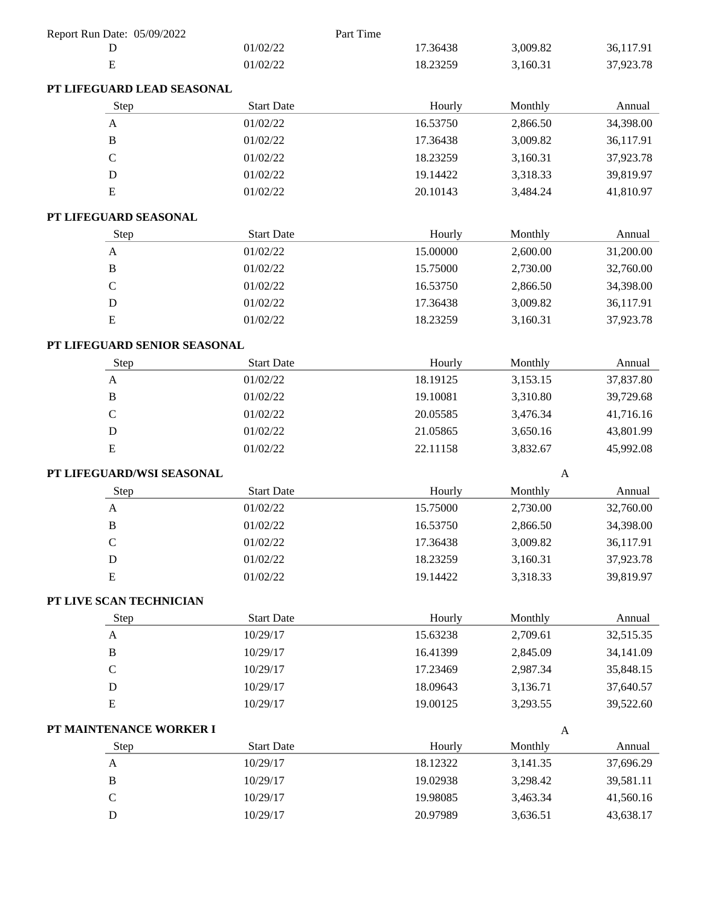| Step | Start Date | Hourly | Monthly | Annual |
|---|---|---|---|---|
| D | 01/02/22 | 17.36438 | 3,009.82 | 36,117.91 |
| E | 01/02/22 | 18.23259 | 3,160.31 | 37,923.78 |

**PT LIFEGUARD LEAD SEASONAL**

| Step | Start Date | Hourly | Monthly | Annual |
|---|---|---|---|---|
| A | 01/02/22 | 16.53750 | 2,866.50 | 34,398.00 |
| B | 01/02/22 | 17.36438 | 3,009.82 | 36,117.91 |
| C | 01/02/22 | 18.23259 | 3,160.31 | 37,923.78 |
| D | 01/02/22 | 19.14422 | 3,318.33 | 39,819.97 |
| E | 01/02/22 | 20.10143 | 3,484.24 | 41,810.97 |

**PT LIFEGUARD SEASONAL**

| Step | Start Date | Hourly | Monthly | Annual |
|---|---|---|---|---|
| A | 01/02/22 | 15.00000 | 2,600.00 | 31,200.00 |
| B | 01/02/22 | 15.75000 | 2,730.00 | 32,760.00 |
| C | 01/02/22 | 16.53750 | 2,866.50 | 34,398.00 |
| D | 01/02/22 | 17.36438 | 3,009.82 | 36,117.91 |
| E | 01/02/22 | 18.23259 | 3,160.31 | 37,923.78 |

**PT LIFEGUARD SENIOR SEASONAL**

| Step | Start Date | Hourly | Monthly | Annual |
|---|---|---|---|---|
| A | 01/02/22 | 18.19125 | 3,153.15 | 37,837.80 |
| B | 01/02/22 | 19.10081 | 3,310.80 | 39,729.68 |
| C | 01/02/22 | 20.05585 | 3,476.34 | 41,716.16 |
| D | 01/02/22 | 21.05865 | 3,650.16 | 43,801.99 |
| E | 01/02/22 | 22.11158 | 3,832.67 | 45,992.08 |

**PT LIFEGUARD/WSI SEASONAL** A

| Step | Start Date | Hourly | Monthly | Annual |
|---|---|---|---|---|
| A | 01/02/22 | 15.75000 | 2,730.00 | 32,760.00 |
| B | 01/02/22 | 16.53750 | 2,866.50 | 34,398.00 |
| C | 01/02/22 | 17.36438 | 3,009.82 | 36,117.91 |
| D | 01/02/22 | 18.23259 | 3,160.31 | 37,923.78 |
| E | 01/02/22 | 19.14422 | 3,318.33 | 39,819.97 |

**PT LIVE SCAN TECHNICIAN**

| Step | Start Date | Hourly | Monthly | Annual |
|---|---|---|---|---|
| A | 10/29/17 | 15.63238 | 2,709.61 | 32,515.35 |
| B | 10/29/17 | 16.41399 | 2,845.09 | 34,141.09 |
| C | 10/29/17 | 17.23469 | 2,987.34 | 35,848.15 |
| D | 10/29/17 | 18.09643 | 3,136.71 | 37,640.57 |
| E | 10/29/17 | 19.00125 | 3,293.55 | 39,522.60 |

**PT MAINTENANCE WORKER I** A

| Step | Start Date | Hourly | Monthly | Annual |
|---|---|---|---|---|
| A | 10/29/17 | 18.12322 | 3,141.35 | 37,696.29 |
| B | 10/29/17 | 19.02938 | 3,298.42 | 39,581.11 |
| C | 10/29/17 | 19.98085 | 3,463.34 | 41,560.16 |
| D | 10/29/17 | 20.97989 | 3,636.51 | 43,638.17 |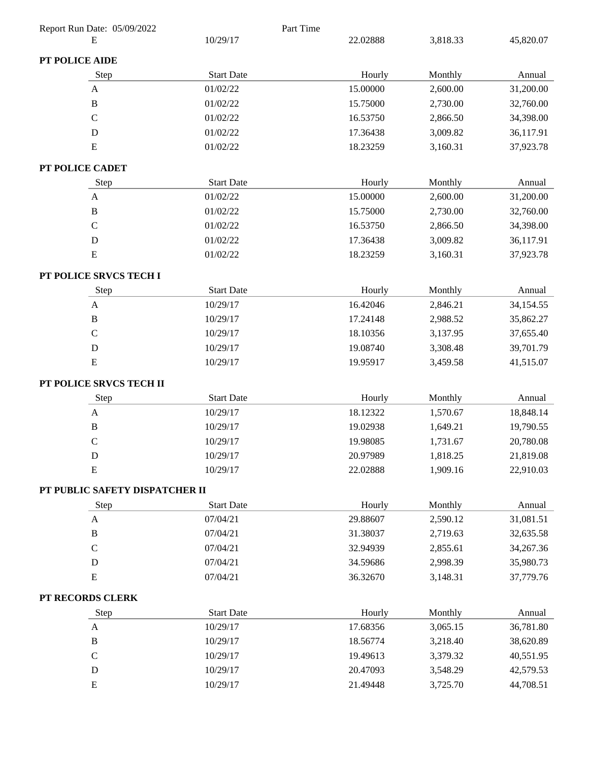| E | 10/29/17 | 22.02888 | 3,818.33 | 45,820.07 |
|---|---|---|---|---|

**PT POLICE AIDE**

| Step | Start Date | Hourly | Monthly | Annual |
|---|---|---|---|---|
| A | 01/02/22 | 15.00000 | 2,600.00 | 31,200.00 |
| B | 01/02/22 | 15.75000 | 2,730.00 | 32,760.00 |
| C | 01/02/22 | 16.53750 | 2,866.50 | 34,398.00 |
| D | 01/02/22 | 17.36438 | 3,009.82 | 36,117.91 |
| E | 01/02/22 | 18.23259 | 3,160.31 | 37,923.78 |

**PT POLICE CADET**

| Step | Start Date | Hourly | Monthly | Annual |
|---|---|---|---|---|
| A | 01/02/22 | 15.00000 | 2,600.00 | 31,200.00 |
| B | 01/02/22 | 15.75000 | 2,730.00 | 32,760.00 |
| C | 01/02/22 | 16.53750 | 2,866.50 | 34,398.00 |
| D | 01/02/22 | 17.36438 | 3,009.82 | 36,117.91 |
| E | 01/02/22 | 18.23259 | 3,160.31 | 37,923.78 |

**PT POLICE SRVCS TECH I**

| Step | Start Date | Hourly | Monthly | Annual |
|---|---|---|---|---|
| A | 10/29/17 | 16.42046 | 2,846.21 | 34,154.55 |
| B | 10/29/17 | 17.24148 | 2,988.52 | 35,862.27 |
| C | 10/29/17 | 18.10356 | 3,137.95 | 37,655.40 |
| D | 10/29/17 | 19.08740 | 3,308.48 | 39,701.79 |
| E | 10/29/17 | 19.95917 | 3,459.58 | 41,515.07 |

**PT POLICE SRVCS TECH II**

| Step | Start Date | Hourly | Monthly | Annual |
|---|---|---|---|---|
| A | 10/29/17 | 18.12322 | 1,570.67 | 18,848.14 |
| B | 10/29/17 | 19.02938 | 1,649.21 | 19,790.55 |
| C | 10/29/17 | 19.98085 | 1,731.67 | 20,780.08 |
| D | 10/29/17 | 20.97989 | 1,818.25 | 21,819.08 |
| E | 10/29/17 | 22.02888 | 1,909.16 | 22,910.03 |

**PT PUBLIC SAFETY DISPATCHER II**

| Step | Start Date | Hourly | Monthly | Annual |
|---|---|---|---|---|
| A | 07/04/21 | 29.88607 | 2,590.12 | 31,081.51 |
| B | 07/04/21 | 31.38037 | 2,719.63 | 32,635.58 |
| C | 07/04/21 | 32.94939 | 2,855.61 | 34,267.36 |
| D | 07/04/21 | 34.59686 | 2,998.39 | 35,980.73 |
| E | 07/04/21 | 36.32670 | 3,148.31 | 37,779.76 |

**PT RECORDS CLERK**

| Step | Start Date | Hourly | Monthly | Annual |
|---|---|---|---|---|
| A | 10/29/17 | 17.68356 | 3,065.15 | 36,781.80 |
| B | 10/29/17 | 18.56774 | 3,218.40 | 38,620.89 |
| C | 10/29/17 | 19.49613 | 3,379.32 | 40,551.95 |
| D | 10/29/17 | 20.47093 | 3,548.29 | 42,579.53 |
| E | 10/29/17 | 21.49448 | 3,725.70 | 44,708.51 |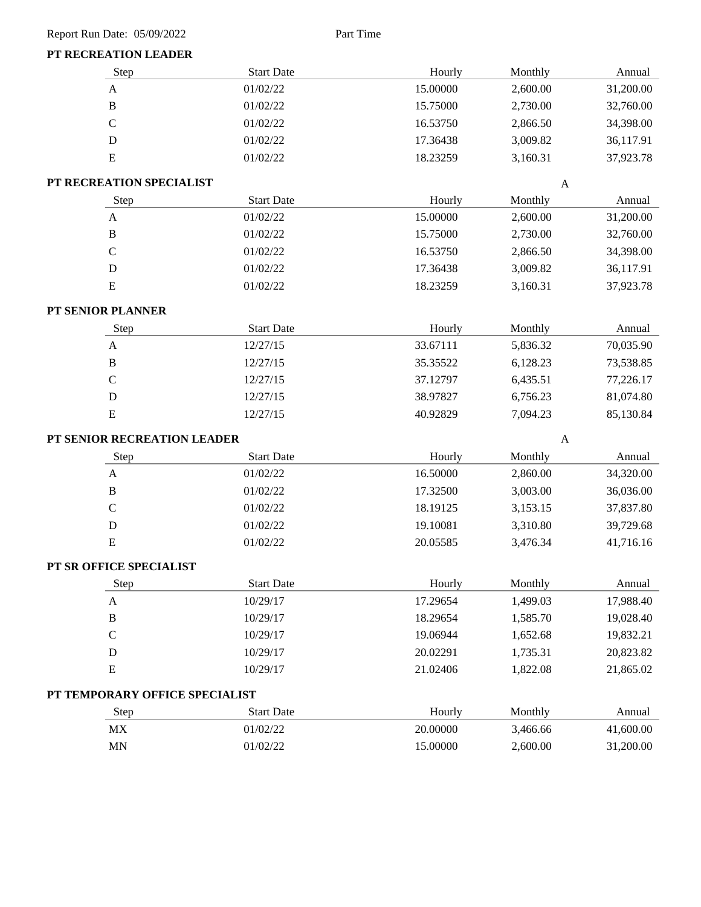Report Run Date: 05/09/2022 Part Time

**PT RECREATION LEADER**

| Step | Start Date | Hourly | Monthly | Annual |
|---|---|---|---|---|
| A | 01/02/22 | 15.00000 | 2,600.00 | 31,200.00 |
| B | 01/02/22 | 15.75000 | 2,730.00 | 32,760.00 |
| C | 01/02/22 | 16.53750 | 2,866.50 | 34,398.00 |
| D | 01/02/22 | 17.36438 | 3,009.82 | 36,117.91 |
| E | 01/02/22 | 18.23259 | 3,160.31 | 37,923.78 |

**PT RECREATION SPECIALIST** A

| Step | Start Date | Hourly | Monthly | Annual |
|---|---|---|---|---|
| A | 01/02/22 | 15.00000 | 2,600.00 | 31,200.00 |
| B | 01/02/22 | 15.75000 | 2,730.00 | 32,760.00 |
| C | 01/02/22 | 16.53750 | 2,866.50 | 34,398.00 |
| D | 01/02/22 | 17.36438 | 3,009.82 | 36,117.91 |
| E | 01/02/22 | 18.23259 | 3,160.31 | 37,923.78 |

**PT SENIOR PLANNER**

| Step | Start Date | Hourly | Monthly | Annual |
|---|---|---|---|---|
| A | 12/27/15 | 33.67111 | 5,836.32 | 70,035.90 |
| B | 12/27/15 | 35.35522 | 6,128.23 | 73,538.85 |
| C | 12/27/15 | 37.12797 | 6,435.51 | 77,226.17 |
| D | 12/27/15 | 38.97827 | 6,756.23 | 81,074.80 |
| E | 12/27/15 | 40.92829 | 7,094.23 | 85,130.84 |

**PT SENIOR RECREATION LEADER** A

| Step | Start Date | Hourly | Monthly | Annual |
|---|---|---|---|---|
| A | 01/02/22 | 16.50000 | 2,860.00 | 34,320.00 |
| B | 01/02/22 | 17.32500 | 3,003.00 | 36,036.00 |
| C | 01/02/22 | 18.19125 | 3,153.15 | 37,837.80 |
| D | 01/02/22 | 19.10081 | 3,310.80 | 39,729.68 |
| E | 01/02/22 | 20.05585 | 3,476.34 | 41,716.16 |

**PT SR OFFICE SPECIALIST**

| Step | Start Date | Hourly | Monthly | Annual |
|---|---|---|---|---|
| A | 10/29/17 | 17.29654 | 1,499.03 | 17,988.40 |
| B | 10/29/17 | 18.29654 | 1,585.70 | 19,028.40 |
| C | 10/29/17 | 19.06944 | 1,652.68 | 19,832.21 |
| D | 10/29/17 | 20.02291 | 1,735.31 | 20,823.82 |
| E | 10/29/17 | 21.02406 | 1,822.08 | 21,865.02 |

**PT TEMPORARY OFFICE SPECIALIST**

| Step | Start Date | Hourly | Monthly | Annual |
|---|---|---|---|---|
| MX | 01/02/22 | 20.00000 | 3,466.66 | 41,600.00 |
| MN | 01/02/22 | 15.00000 | 2,600.00 | 31,200.00 |